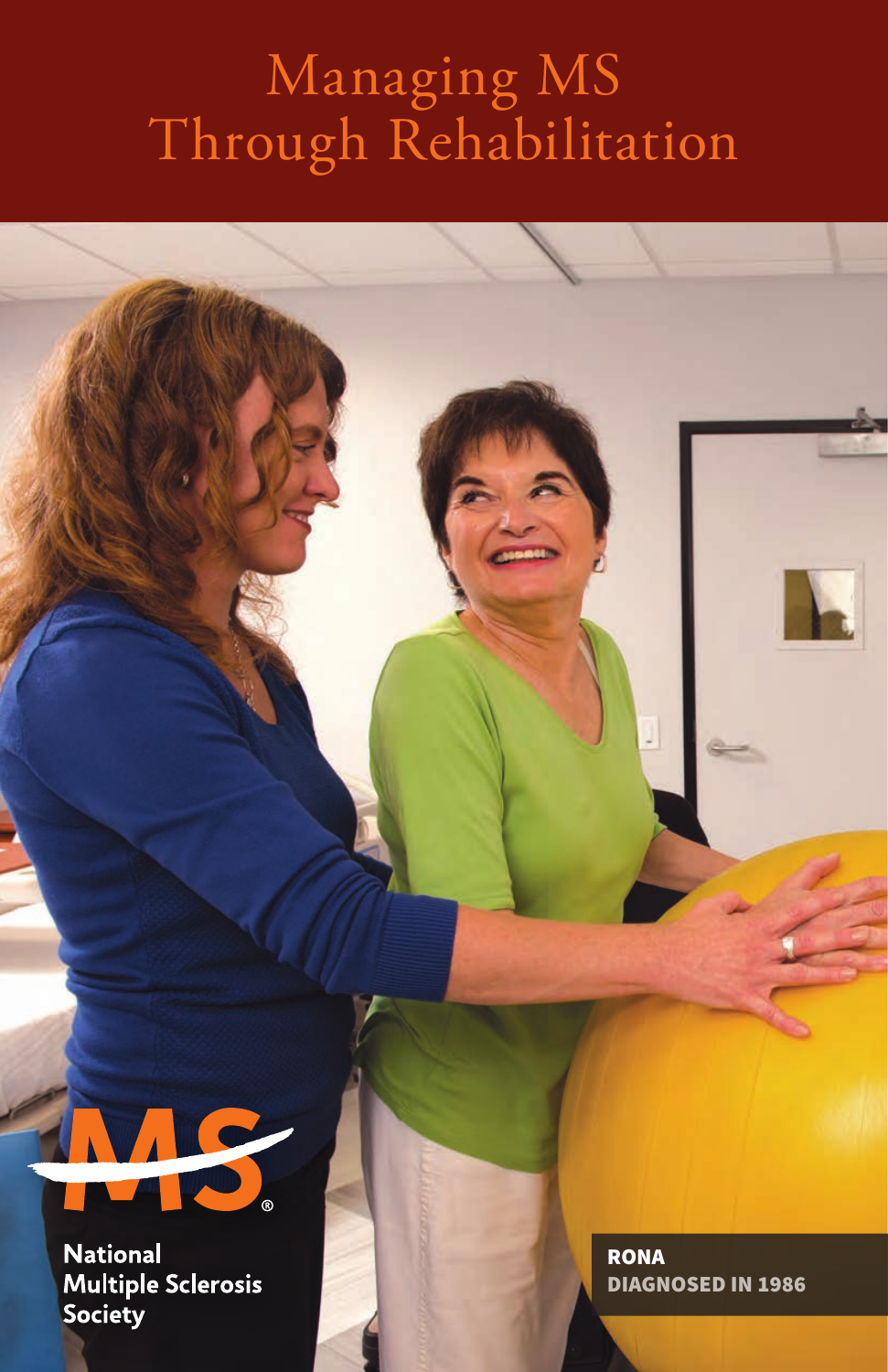# Managing MS Through Rehabilitation

National Multiple Sclerosis Society

**RONA**
**DIAGNOSED IN 1986**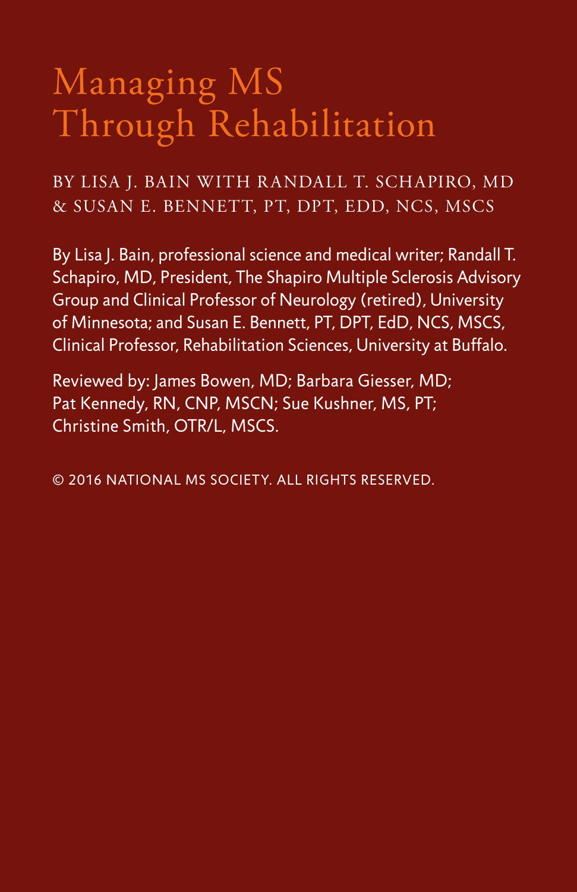# Managing MS Through Rehabilitation

BY LISA J. BAIN WITH RANDALL T. SCHAPIRO, MD & SUSAN E. BENNETT, PT, DPT, EDD, NCS, MSCS

By Lisa J. Bain, professional science and medical writer; Randall T. Schapiro, MD, President, The Shapiro Multiple Sclerosis Advisory Group and Clinical Professor of Neurology (retired), University of Minnesota; and Susan E. Bennett, PT, DPT, EdD, NCS, MSCS, Clinical Professor, Rehabilitation Sciences, University at Buffalo.

Reviewed by: James Bowen, MD; Barbara Giesser, MD; Pat Kennedy, RN, CNP, MSCN; Sue Kushner, MS, PT; Christine Smith, OTR/L, MSCS.

© 2016 NATIONAL MS SOCIETY. ALL RIGHTS RESERVED.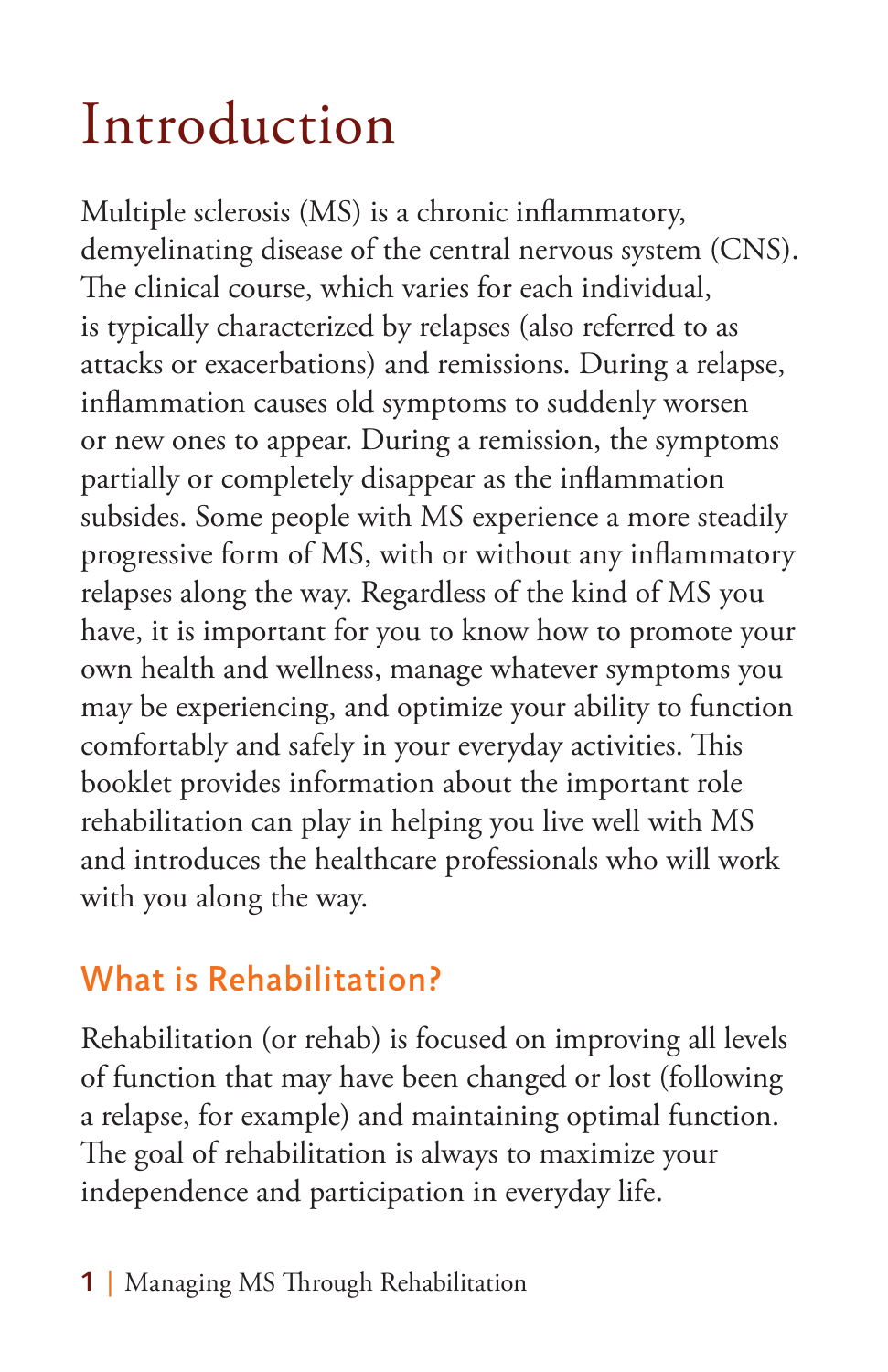# Introduction

Multiple sclerosis (MS) is a chronic inflammatory, demyelinating disease of the central nervous system (CNS). The clinical course, which varies for each individual, is typically characterized by relapses (also referred to as attacks or exacerbations) and remissions. During a relapse, inflammation causes old symptoms to suddenly worsen or new ones to appear. During a remission, the symptoms partially or completely disappear as the inflammation subsides. Some people with MS experience a more steadily progressive form of MS, with or without any inflammatory relapses along the way. Regardless of the kind of MS you have, it is important for you to know how to promote your own health and wellness, manage whatever symptoms you may be experiencing, and optimize your ability to function comfortably and safely in your everyday activities. This booklet provides information about the important role rehabilitation can play in helping you live well with MS and introduces the healthcare professionals who will work with you along the way.

## What is Rehabilitation?

Rehabilitation (or rehab) is focused on improving all levels of function that may have been changed or lost (following a relapse, for example) and maintaining optimal function. The goal of rehabilitation is always to maximize your independence and participation in everyday life.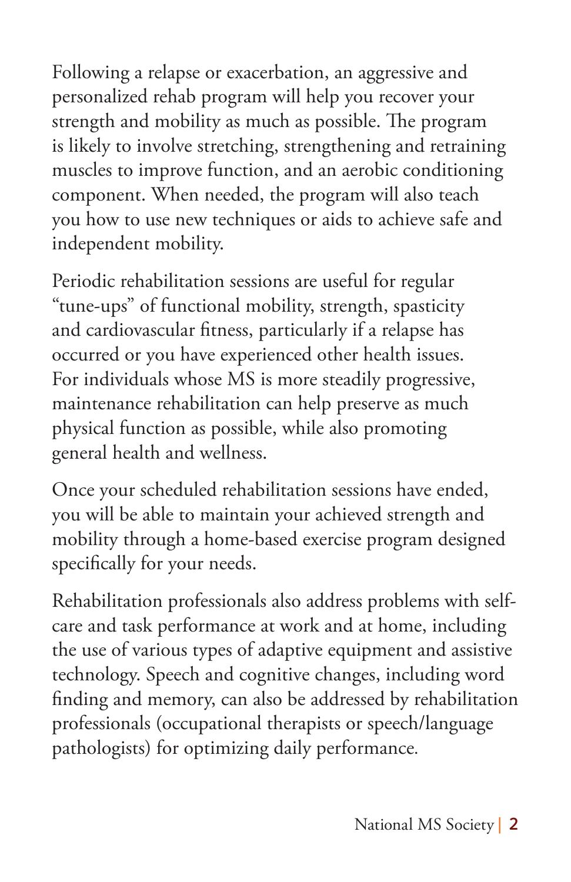Following a relapse or exacerbation, an aggressive and personalized rehab program will help you recover your strength and mobility as much as possible. The program is likely to involve stretching, strengthening and retraining muscles to improve function, and an aerobic conditioning component. When needed, the program will also teach you how to use new techniques or aids to achieve safe and independent mobility.

Periodic rehabilitation sessions are useful for regular "tune-ups" of functional mobility, strength, spasticity and cardiovascular fitness, particularly if a relapse has occurred or you have experienced other health issues. For individuals whose MS is more steadily progressive, maintenance rehabilitation can help preserve as much physical function as possible, while also promoting general health and wellness.

Once your scheduled rehabilitation sessions have ended, you will be able to maintain your achieved strength and mobility through a home-based exercise program designed specifically for your needs.

Rehabilitation professionals also address problems with self-care and task performance at work and at home, including the use of various types of adaptive equipment and assistive technology. Speech and cognitive changes, including word finding and memory, can also be addressed by rehabilitation professionals (occupational therapists or speech/language pathologists) for optimizing daily performance.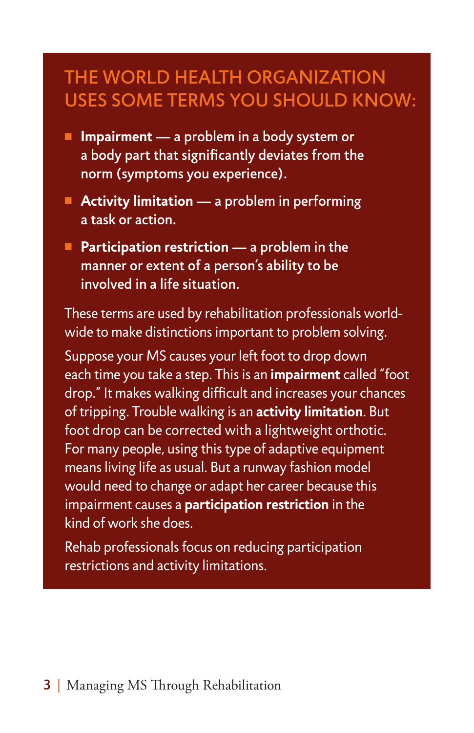## THE WORLD HEALTH ORGANIZATION USES SOME TERMS YOU SHOULD KNOW:

- **Impairment** — a problem in a body system or a body part that significantly deviates from the norm (symptoms you experience).
- **Activity limitation** — a problem in performing a task or action.
- **Participation restriction** — a problem in the manner or extent of a person's ability to be involved in a life situation.

These terms are used by rehabilitation professionals world-wide to make distinctions important to problem solving.

Suppose your MS causes your left foot to drop down each time you take a step. This is an **impairment** called "foot drop." It makes walking difficult and increases your chances of tripping. Trouble walking is an **activity limitation**. But foot drop can be corrected with a lightweight orthotic. For many people, using this type of adaptive equipment means living life as usual. But a runway fashion model would need to change or adapt her career because this impairment causes a **participation restriction** in the kind of work she does.

Rehab professionals focus on reducing participation restrictions and activity limitations.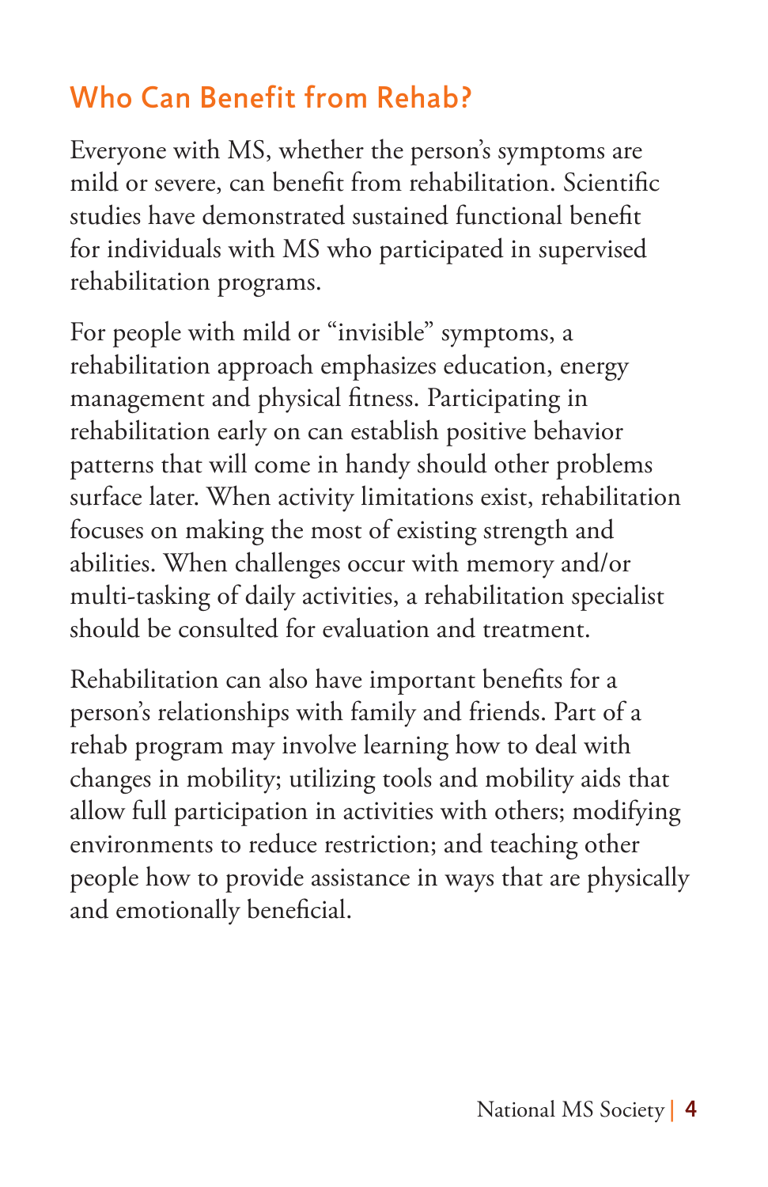## Who Can Benefit from Rehab?

Everyone with MS, whether the person's symptoms are mild or severe, can benefit from rehabilitation. Scientific studies have demonstrated sustained functional benefit for individuals with MS who participated in supervised rehabilitation programs.

For people with mild or "invisible" symptoms, a rehabilitation approach emphasizes education, energy management and physical fitness. Participating in rehabilitation early on can establish positive behavior patterns that will come in handy should other problems surface later. When activity limitations exist, rehabilitation focuses on making the most of existing strength and abilities. When challenges occur with memory and/or multi-tasking of daily activities, a rehabilitation specialist should be consulted for evaluation and treatment.

Rehabilitation can also have important benefits for a person's relationships with family and friends. Part of a rehab program may involve learning how to deal with changes in mobility; utilizing tools and mobility aids that allow full participation in activities with others; modifying environments to reduce restriction; and teaching other people how to provide assistance in ways that are physically and emotionally beneficial.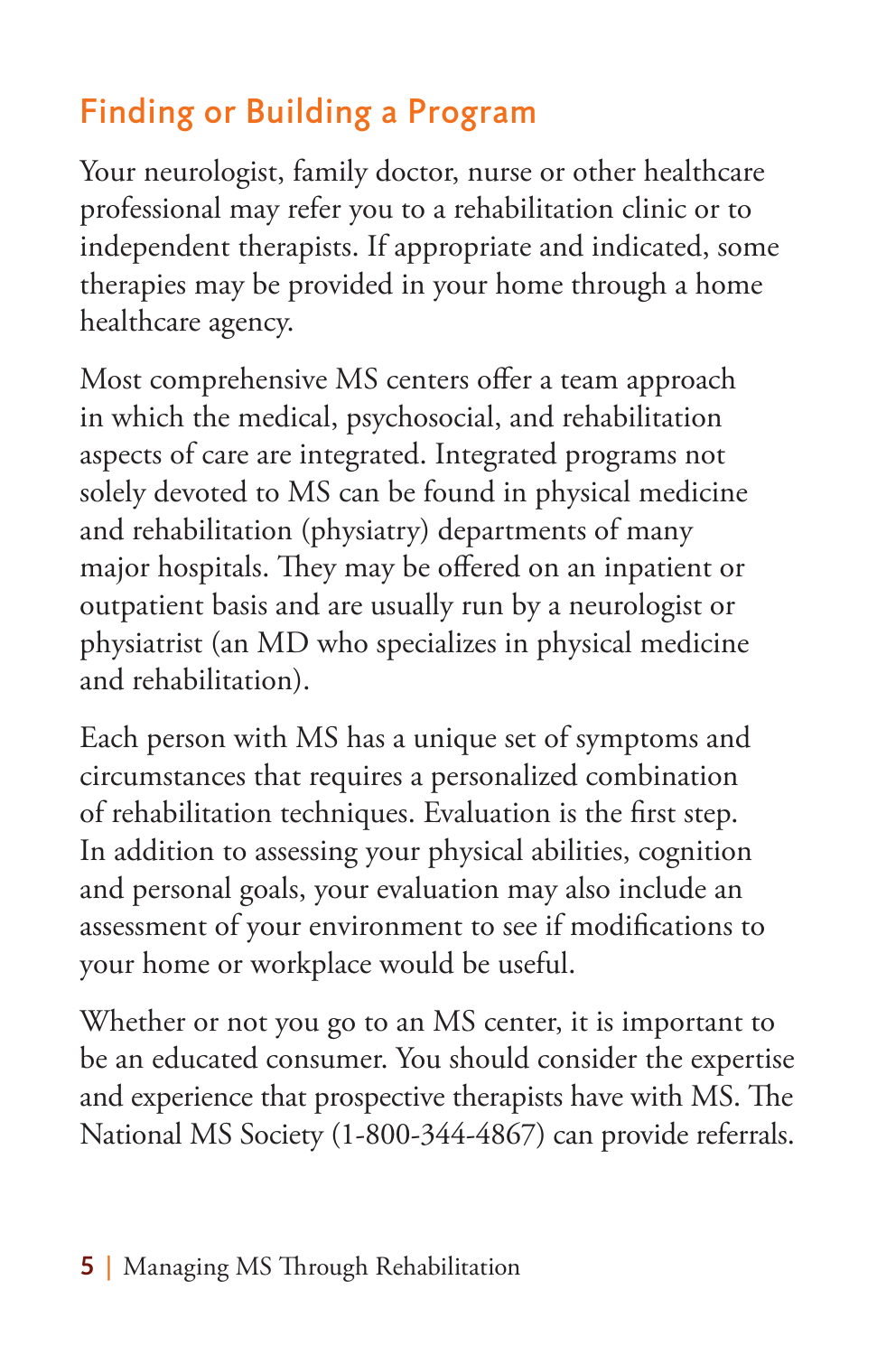## Finding or Building a Program

Your neurologist, family doctor, nurse or other healthcare professional may refer you to a rehabilitation clinic or to independent therapists. If appropriate and indicated, some therapies may be provided in your home through a home healthcare agency.

Most comprehensive MS centers offer a team approach in which the medical, psychosocial, and rehabilitation aspects of care are integrated. Integrated programs not solely devoted to MS can be found in physical medicine and rehabilitation (physiatry) departments of many major hospitals. They may be offered on an inpatient or outpatient basis and are usually run by a neurologist or physiatrist (an MD who specializes in physical medicine and rehabilitation).

Each person with MS has a unique set of symptoms and circumstances that requires a personalized combination of rehabilitation techniques. Evaluation is the first step. In addition to assessing your physical abilities, cognition and personal goals, your evaluation may also include an assessment of your environment to see if modifications to your home or workplace would be useful.

Whether or not you go to an MS center, it is important to be an educated consumer. You should consider the expertise and experience that prospective therapists have with MS. The National MS Society (1-800-344-4867) can provide referrals.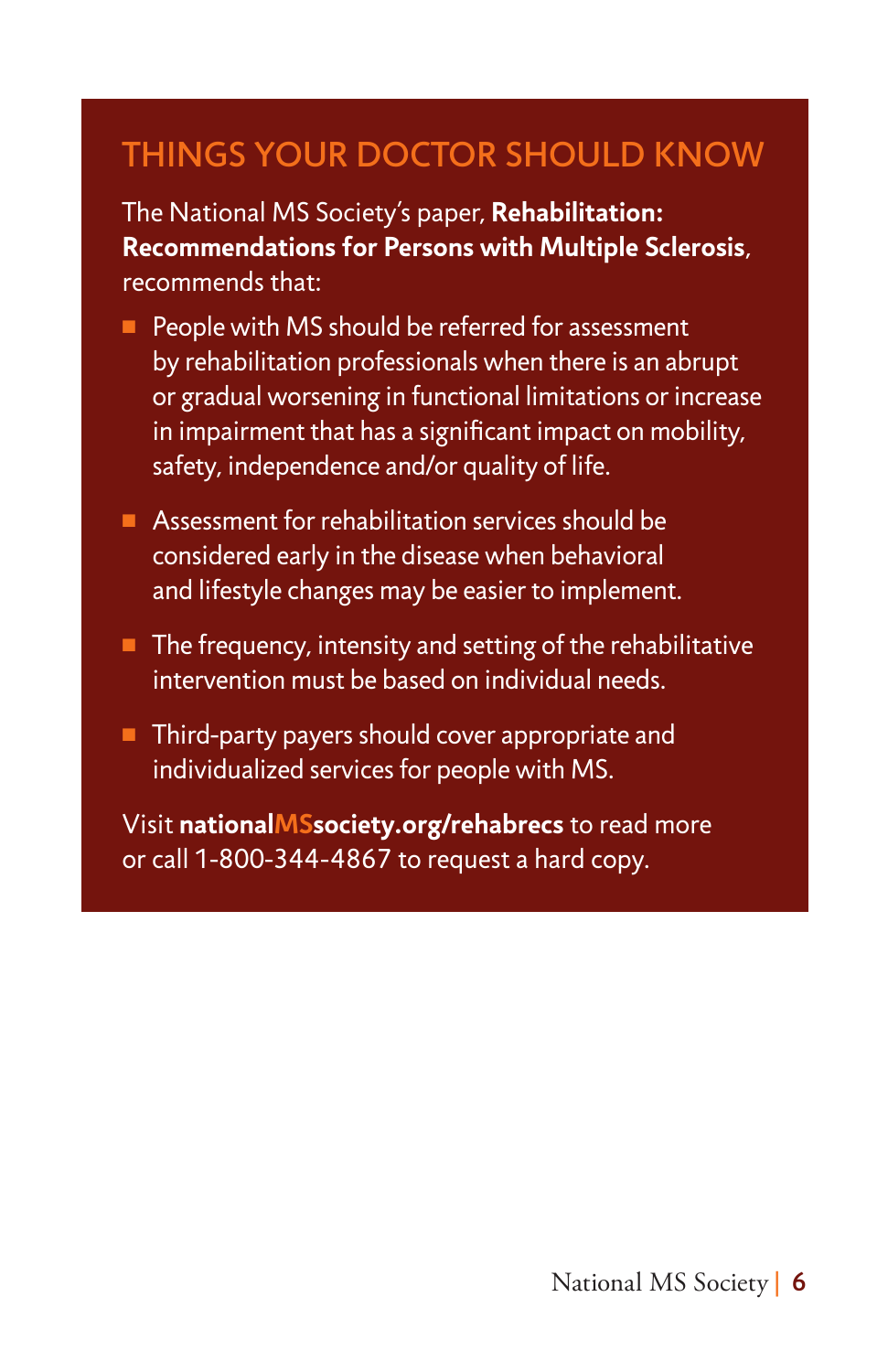## THINGS YOUR DOCTOR SHOULD KNOW

The National MS Society's paper, **Rehabilitation: Recommendations for Persons with Multiple Sclerosis**, recommends that:

- People with MS should be referred for assessment by rehabilitation professionals when there is an abrupt or gradual worsening in functional limitations or increase in impairment that has a significant impact on mobility, safety, independence and/or quality of life.
- Assessment for rehabilitation services should be considered early in the disease when behavioral and lifestyle changes may be easier to implement.
- The frequency, intensity and setting of the rehabilitative intervention must be based on individual needs.
- Third-party payers should cover appropriate and individualized services for people with MS.

Visit **nationalMSsociety.org/rehabrecs** to read more or call 1-800-344-4867 to request a hard copy.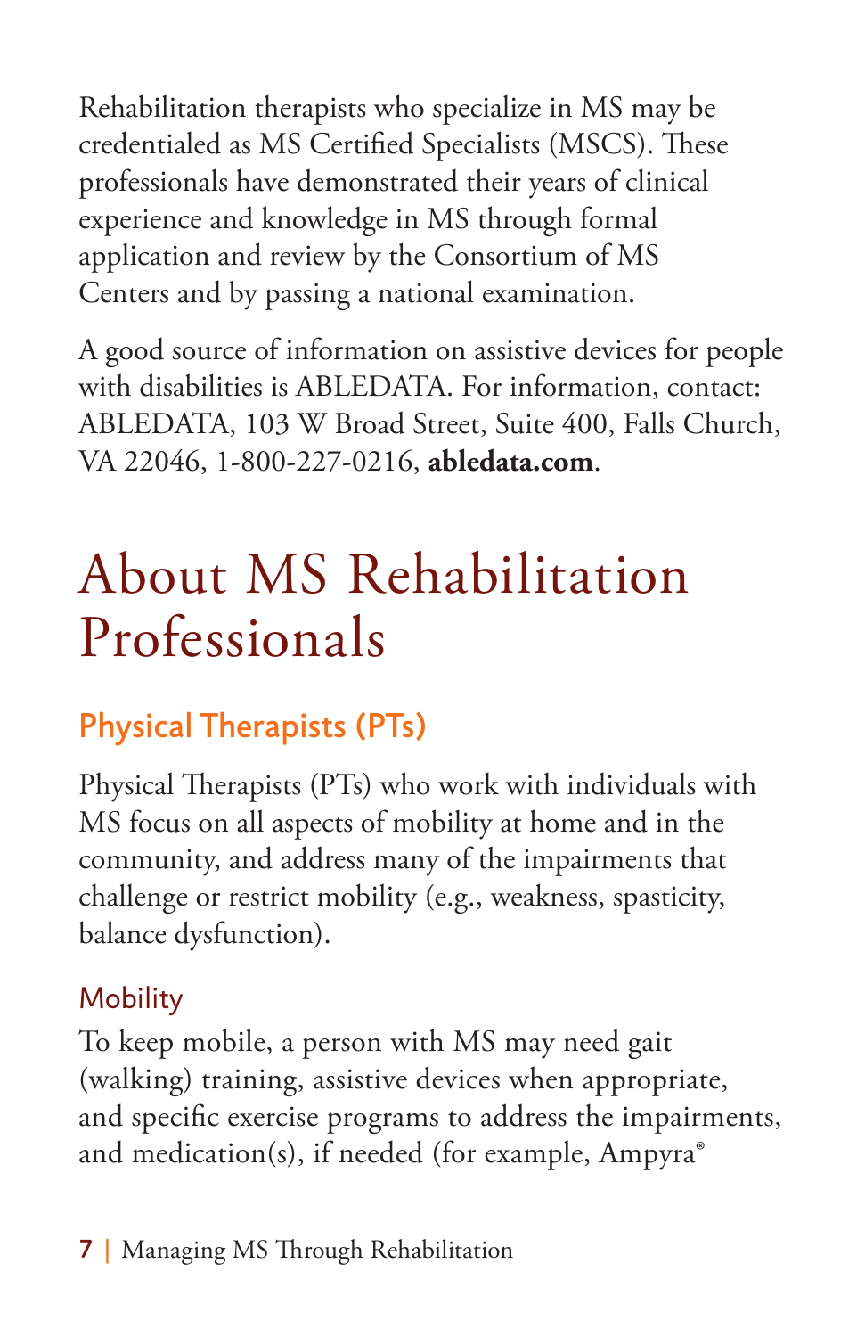Rehabilitation therapists who specialize in MS may be credentialed as MS Certified Specialists (MSCS). These professionals have demonstrated their years of clinical experience and knowledge in MS through formal application and review by the Consortium of MS Centers and by passing a national examination.

A good source of information on assistive devices for people with disabilities is ABLEDATA. For information, contact: ABLEDATA, 103 W Broad Street, Suite 400, Falls Church, VA 22046, 1-800-227-0216, **abledata.com**.

# About MS Rehabilitation Professionals

## Physical Therapists (PTs)

Physical Therapists (PTs) who work with individuals with MS focus on all aspects of mobility at home and in the community, and address many of the impairments that challenge or restrict mobility (e.g., weakness, spasticity, balance dysfunction).

### Mobility

To keep mobile, a person with MS may need gait (walking) training, assistive devices when appropriate, and specific exercise programs to address the impairments, and medication(s), if needed (for example, Ampyra®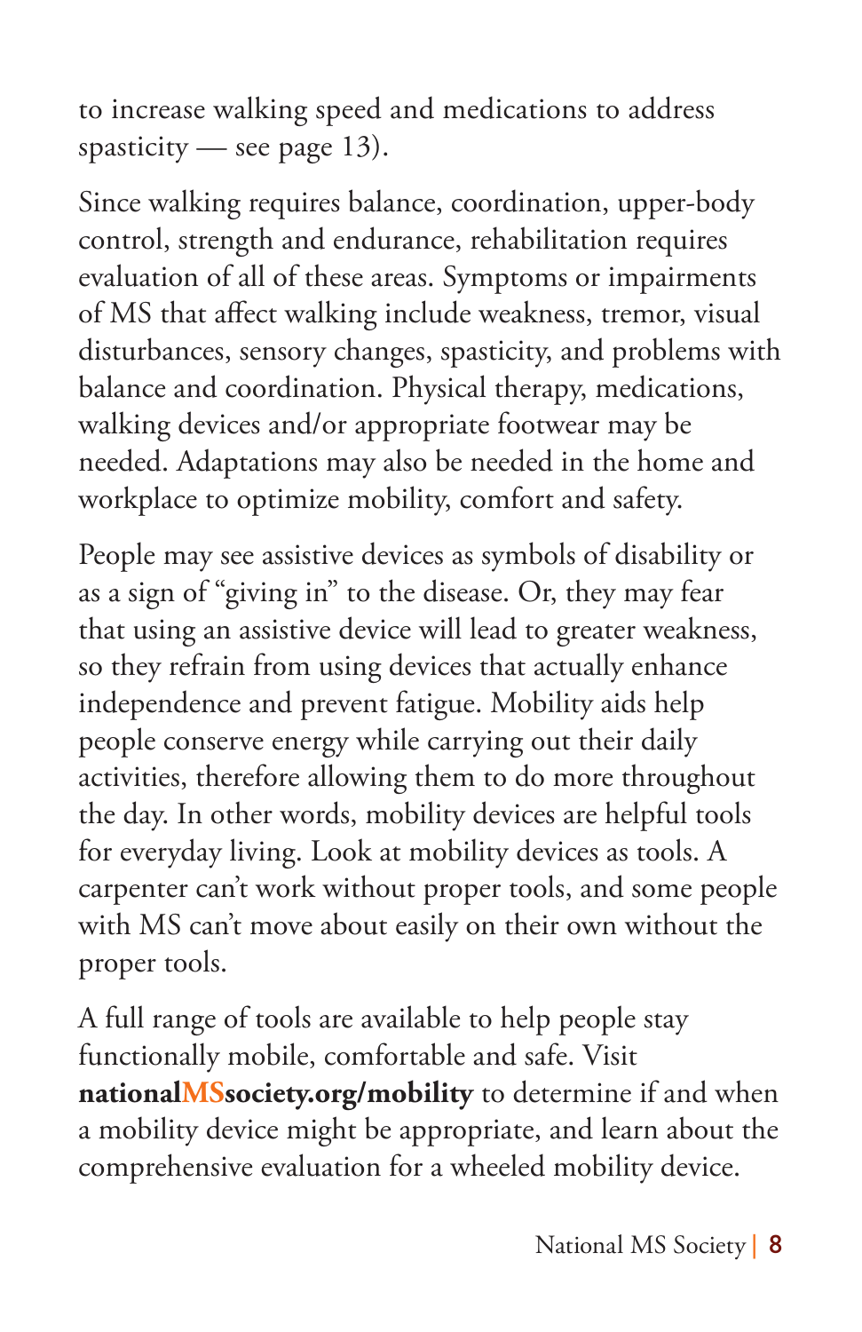to increase walking speed and medications to address spasticity — see page 13).

Since walking requires balance, coordination, upper-body control, strength and endurance, rehabilitation requires evaluation of all of these areas. Symptoms or impairments of MS that affect walking include weakness, tremor, visual disturbances, sensory changes, spasticity, and problems with balance and coordination. Physical therapy, medications, walking devices and/or appropriate footwear may be needed. Adaptations may also be needed in the home and workplace to optimize mobility, comfort and safety.

People may see assistive devices as symbols of disability or as a sign of "giving in" to the disease. Or, they may fear that using an assistive device will lead to greater weakness, so they refrain from using devices that actually enhance independence and prevent fatigue. Mobility aids help people conserve energy while carrying out their daily activities, therefore allowing them to do more throughout the day. In other words, mobility devices are helpful tools for everyday living. Look at mobility devices as tools. A carpenter can't work without proper tools, and some people with MS can't move about easily on their own without the proper tools.

A full range of tools are available to help people stay functionally mobile, comfortable and safe. Visit **nationalMSsociety.org/mobility** to determine if and when a mobility device might be appropriate, and learn about the comprehensive evaluation for a wheeled mobility device.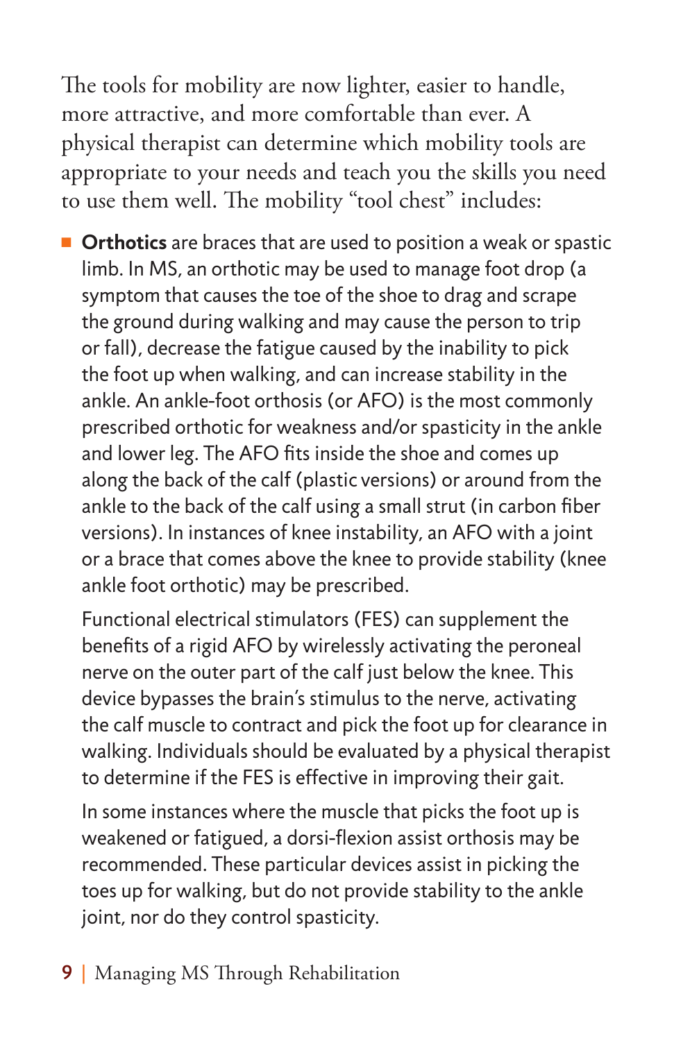The tools for mobility are now lighter, easier to handle, more attractive, and more comfortable than ever. A physical therapist can determine which mobility tools are appropriate to your needs and teach you the skills you need to use them well. The mobility "tool chest" includes:

- **Orthotics** are braces that are used to position a weak or spastic limb. In MS, an orthotic may be used to manage foot drop (a symptom that causes the toe of the shoe to drag and scrape the ground during walking and may cause the person to trip or fall), decrease the fatigue caused by the inability to pick the foot up when walking, and can increase stability in the ankle. An ankle-foot orthosis (or AFO) is the most commonly prescribed orthotic for weakness and/or spasticity in the ankle and lower leg. The AFO fits inside the shoe and comes up along the back of the calf (plastic versions) or around from the ankle to the back of the calf using a small strut (in carbon fiber versions). In instances of knee instability, an AFO with a joint or a brace that comes above the knee to provide stability (knee ankle foot orthotic) may be prescribed.

  Functional electrical stimulators (FES) can supplement the benefits of a rigid AFO by wirelessly activating the peroneal nerve on the outer part of the calf just below the knee. This device bypasses the brain's stimulus to the nerve, activating the calf muscle to contract and pick the foot up for clearance in walking. Individuals should be evaluated by a physical therapist to determine if the FES is effective in improving their gait.

  In some instances where the muscle that picks the foot up is weakened or fatigued, a dorsi-flexion assist orthosis may be recommended. These particular devices assist in picking the toes up for walking, but do not provide stability to the ankle joint, nor do they control spasticity.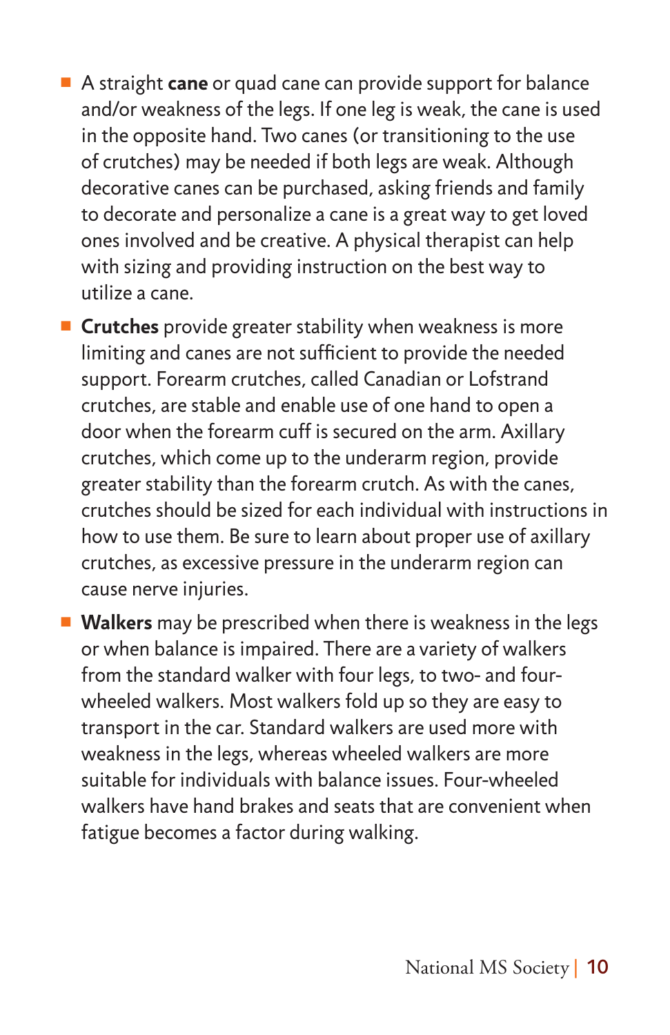- A straight **cane** or quad cane can provide support for balance and/or weakness of the legs. If one leg is weak, the cane is used in the opposite hand. Two canes (or transitioning to the use of crutches) may be needed if both legs are weak. Although decorative canes can be purchased, asking friends and family to decorate and personalize a cane is a great way to get loved ones involved and be creative. A physical therapist can help with sizing and providing instruction on the best way to utilize a cane.
- **Crutches** provide greater stability when weakness is more limiting and canes are not sufficient to provide the needed support. Forearm crutches, called Canadian or Lofstrand crutches, are stable and enable use of one hand to open a door when the forearm cuff is secured on the arm. Axillary crutches, which come up to the underarm region, provide greater stability than the forearm crutch. As with the canes, crutches should be sized for each individual with instructions in how to use them. Be sure to learn about proper use of axillary crutches, as excessive pressure in the underarm region can cause nerve injuries.
- **Walkers** may be prescribed when there is weakness in the legs or when balance is impaired. There are a variety of walkers from the standard walker with four legs, to two- and four-wheeled walkers. Most walkers fold up so they are easy to transport in the car. Standard walkers are used more with weakness in the legs, whereas wheeled walkers are more suitable for individuals with balance issues. Four-wheeled walkers have hand brakes and seats that are convenient when fatigue becomes a factor during walking.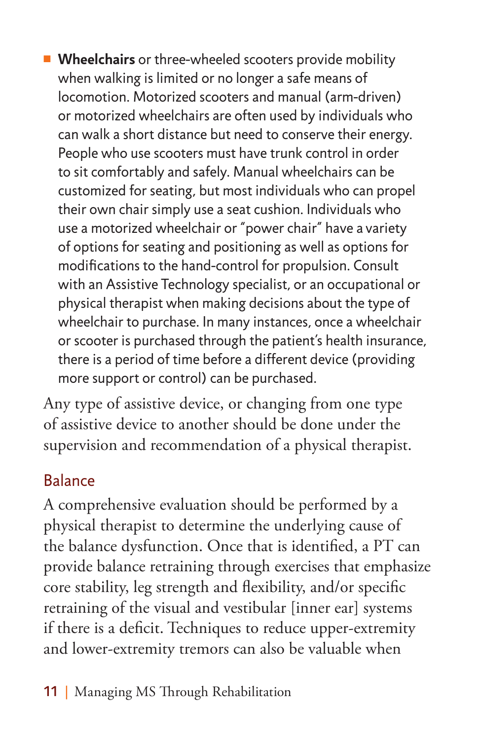- **Wheelchairs** or three-wheeled scooters provide mobility when walking is limited or no longer a safe means of locomotion. Motorized scooters and manual (arm-driven) or motorized wheelchairs are often used by individuals who can walk a short distance but need to conserve their energy. People who use scooters must have trunk control in order to sit comfortably and safely. Manual wheelchairs can be customized for seating, but most individuals who can propel their own chair simply use a seat cushion. Individuals who use a motorized wheelchair or "power chair" have a variety of options for seating and positioning as well as options for modifications to the hand-control for propulsion. Consult with an Assistive Technology specialist, or an occupational or physical therapist when making decisions about the type of wheelchair to purchase. In many instances, once a wheelchair or scooter is purchased through the patient's health insurance, there is a period of time before a different device (providing more support or control) can be purchased.

Any type of assistive device, or changing from one type of assistive device to another should be done under the supervision and recommendation of a physical therapist.

## Balance

A comprehensive evaluation should be performed by a physical therapist to determine the underlying cause of the balance dysfunction. Once that is identified, a PT can provide balance retraining through exercises that emphasize core stability, leg strength and flexibility, and/or specific retraining of the visual and vestibular [inner ear] systems if there is a deficit. Techniques to reduce upper-extremity and lower-extremity tremors can also be valuable when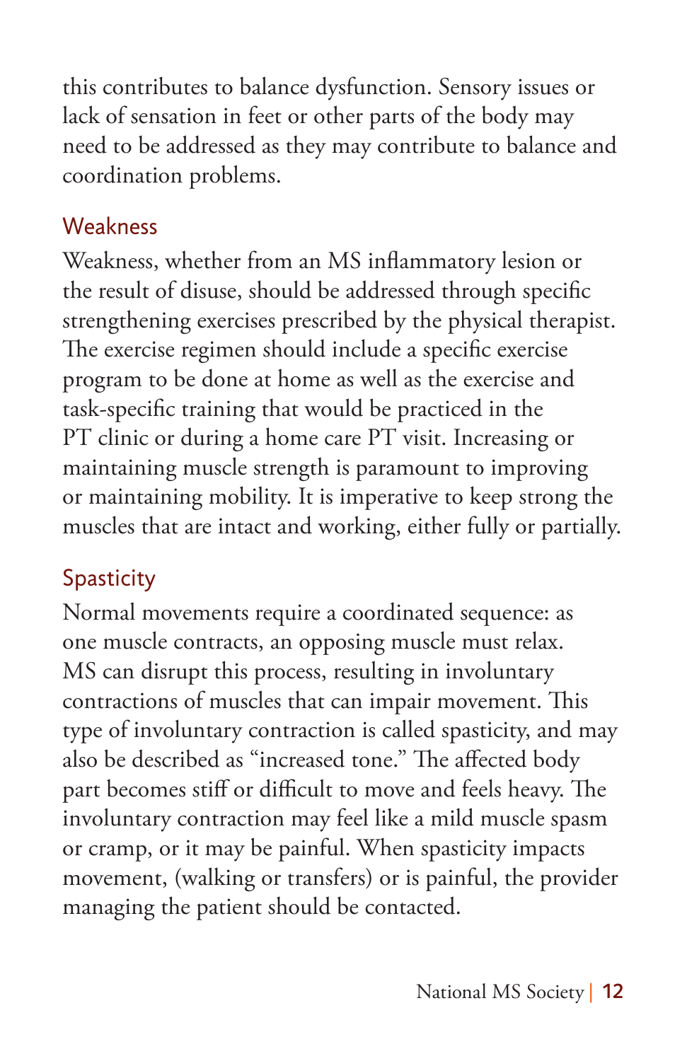this contributes to balance dysfunction. Sensory issues or lack of sensation in feet or other parts of the body may need to be addressed as they may contribute to balance and coordination problems.

### Weakness

Weakness, whether from an MS inflammatory lesion or the result of disuse, should be addressed through specific strengthening exercises prescribed by the physical therapist. The exercise regimen should include a specific exercise program to be done at home as well as the exercise and task-specific training that would be practiced in the PT clinic or during a home care PT visit. Increasing or maintaining muscle strength is paramount to improving or maintaining mobility. It is imperative to keep strong the muscles that are intact and working, either fully or partially.

### Spasticity

Normal movements require a coordinated sequence: as one muscle contracts, an opposing muscle must relax. MS can disrupt this process, resulting in involuntary contractions of muscles that can impair movement. This type of involuntary contraction is called spasticity, and may also be described as "increased tone." The affected body part becomes stiff or difficult to move and feels heavy. The involuntary contraction may feel like a mild muscle spasm or cramp, or it may be painful. When spasticity impacts movement, (walking or transfers) or is painful, the provider managing the patient should be contacted.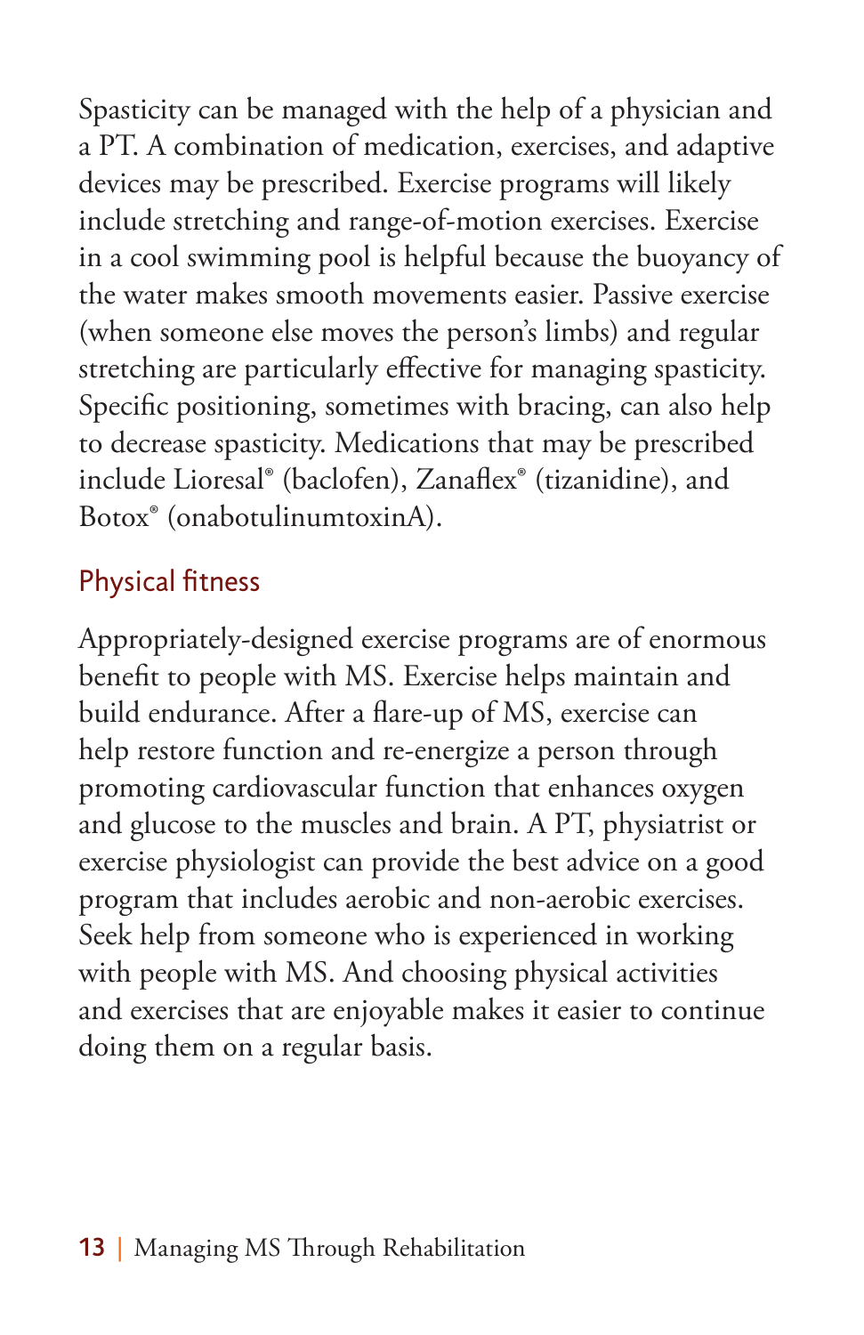Spasticity can be managed with the help of a physician and a PT. A combination of medication, exercises, and adaptive devices may be prescribed. Exercise programs will likely include stretching and range-of-motion exercises. Exercise in a cool swimming pool is helpful because the buoyancy of the water makes smooth movements easier. Passive exercise (when someone else moves the person's limbs) and regular stretching are particularly effective for managing spasticity. Specific positioning, sometimes with bracing, can also help to decrease spasticity. Medications that may be prescribed include Lioresal® (baclofen), Zanaflex® (tizanidine), and Botox® (onabotulinumtoxinA).

## Physical fitness

Appropriately-designed exercise programs are of enormous benefit to people with MS. Exercise helps maintain and build endurance. After a flare-up of MS, exercise can help restore function and re-energize a person through promoting cardiovascular function that enhances oxygen and glucose to the muscles and brain. A PT, physiatrist or exercise physiologist can provide the best advice on a good program that includes aerobic and non-aerobic exercises. Seek help from someone who is experienced in working with people with MS. And choosing physical activities and exercises that are enjoyable makes it easier to continue doing them on a regular basis.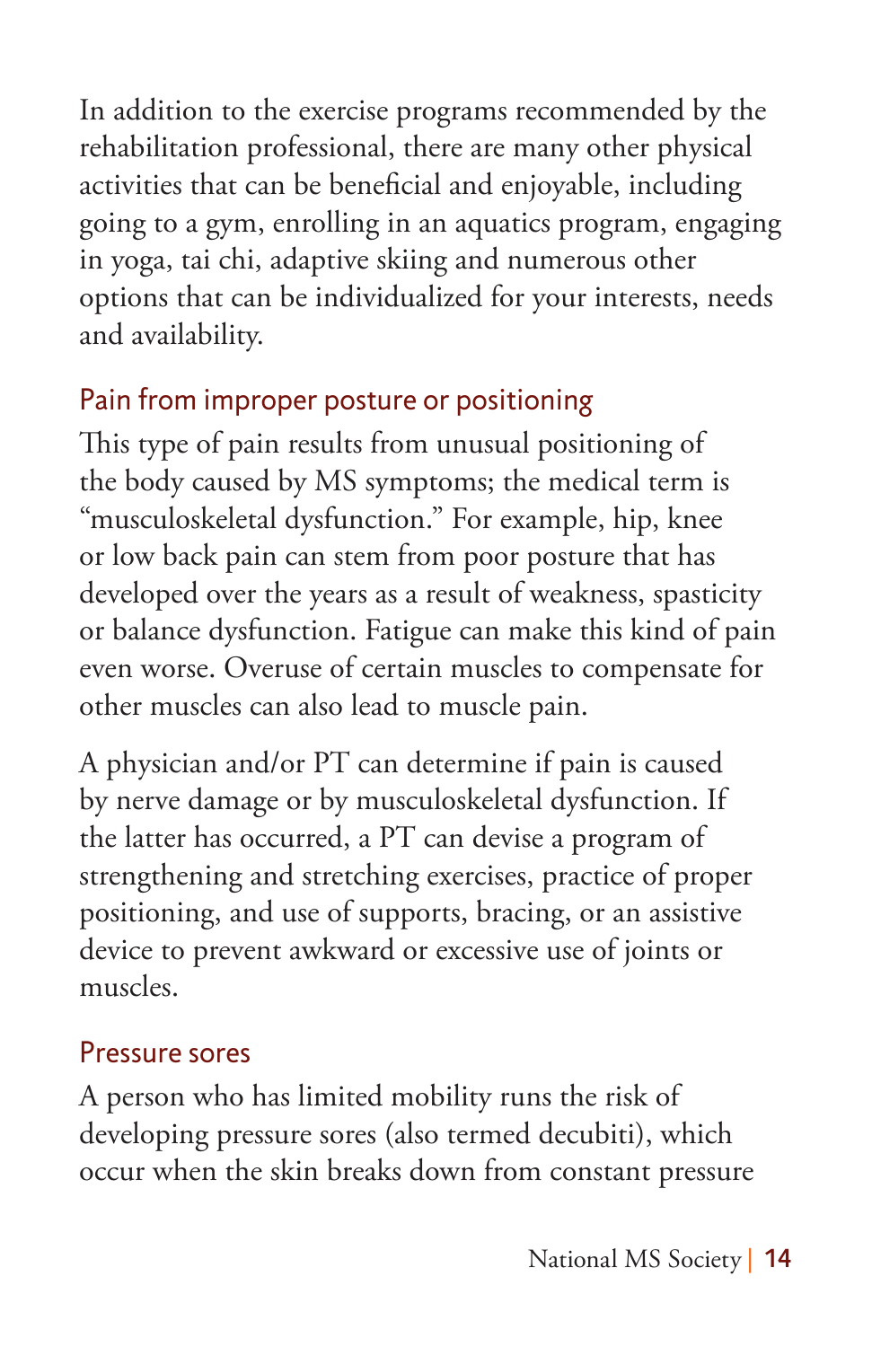In addition to the exercise programs recommended by the rehabilitation professional, there are many other physical activities that can be beneficial and enjoyable, including going to a gym, enrolling in an aquatics program, engaging in yoga, tai chi, adaptive skiing and numerous other options that can be individualized for your interests, needs and availability.

## Pain from improper posture or positioning

This type of pain results from unusual positioning of the body caused by MS symptoms; the medical term is "musculoskeletal dysfunction." For example, hip, knee or low back pain can stem from poor posture that has developed over the years as a result of weakness, spasticity or balance dysfunction. Fatigue can make this kind of pain even worse. Overuse of certain muscles to compensate for other muscles can also lead to muscle pain.

A physician and/or PT can determine if pain is caused by nerve damage or by musculoskeletal dysfunction. If the latter has occurred, a PT can devise a program of strengthening and stretching exercises, practice of proper positioning, and use of supports, bracing, or an assistive device to prevent awkward or excessive use of joints or muscles.

## Pressure sores

A person who has limited mobility runs the risk of developing pressure sores (also termed decubiti), which occur when the skin breaks down from constant pressure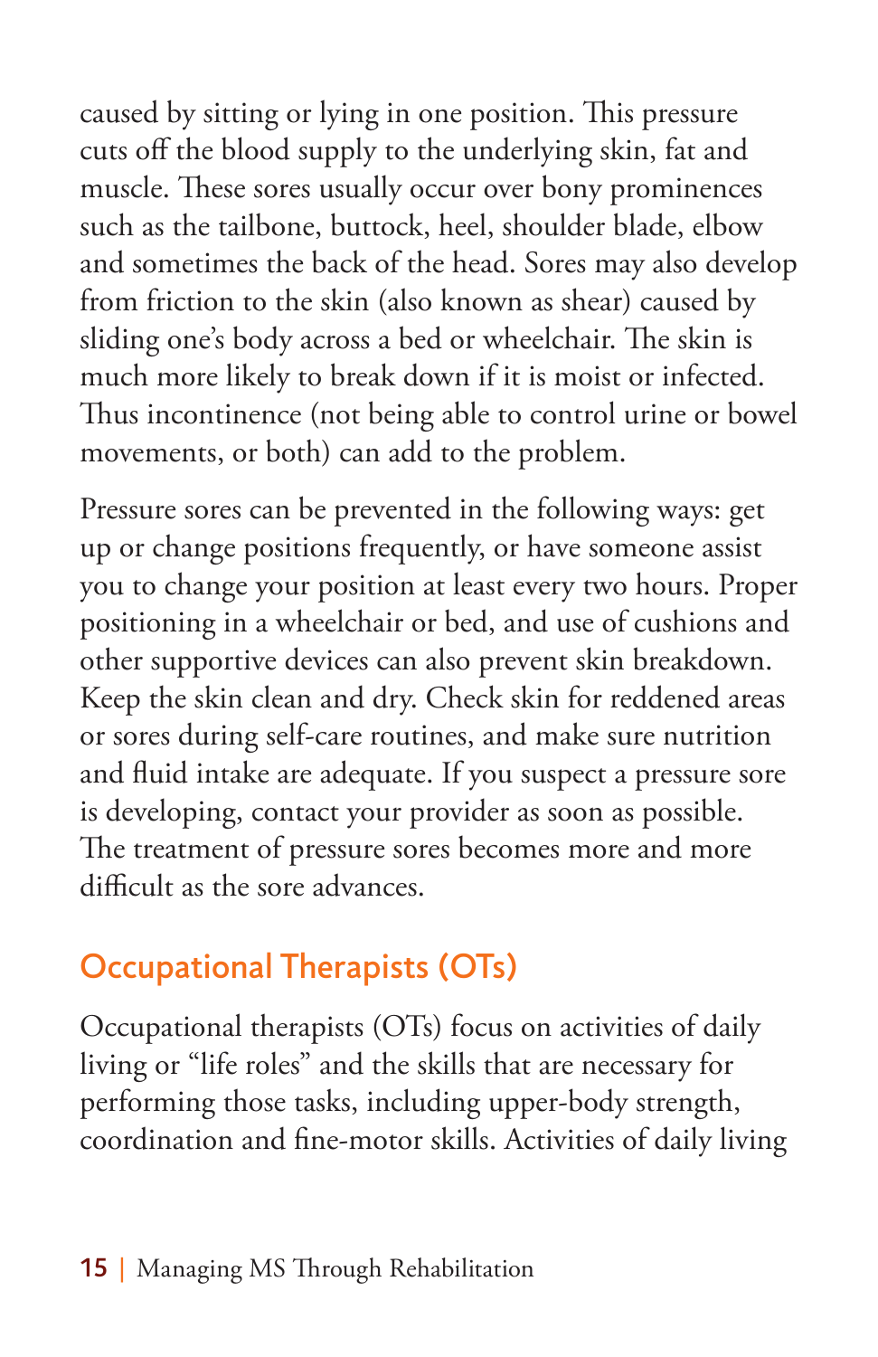caused by sitting or lying in one position. This pressure cuts off the blood supply to the underlying skin, fat and muscle. These sores usually occur over bony prominences such as the tailbone, buttock, heel, shoulder blade, elbow and sometimes the back of the head. Sores may also develop from friction to the skin (also known as shear) caused by sliding one's body across a bed or wheelchair. The skin is much more likely to break down if it is moist or infected. Thus incontinence (not being able to control urine or bowel movements, or both) can add to the problem.

Pressure sores can be prevented in the following ways: get up or change positions frequently, or have someone assist you to change your position at least every two hours. Proper positioning in a wheelchair or bed, and use of cushions and other supportive devices can also prevent skin breakdown. Keep the skin clean and dry. Check skin for reddened areas or sores during self-care routines, and make sure nutrition and fluid intake are adequate. If you suspect a pressure sore is developing, contact your provider as soon as possible. The treatment of pressure sores becomes more and more difficult as the sore advances.

## Occupational Therapists (OTs)

Occupational therapists (OTs) focus on activities of daily living or "life roles" and the skills that are necessary for performing those tasks, including upper-body strength, coordination and fine-motor skills. Activities of daily living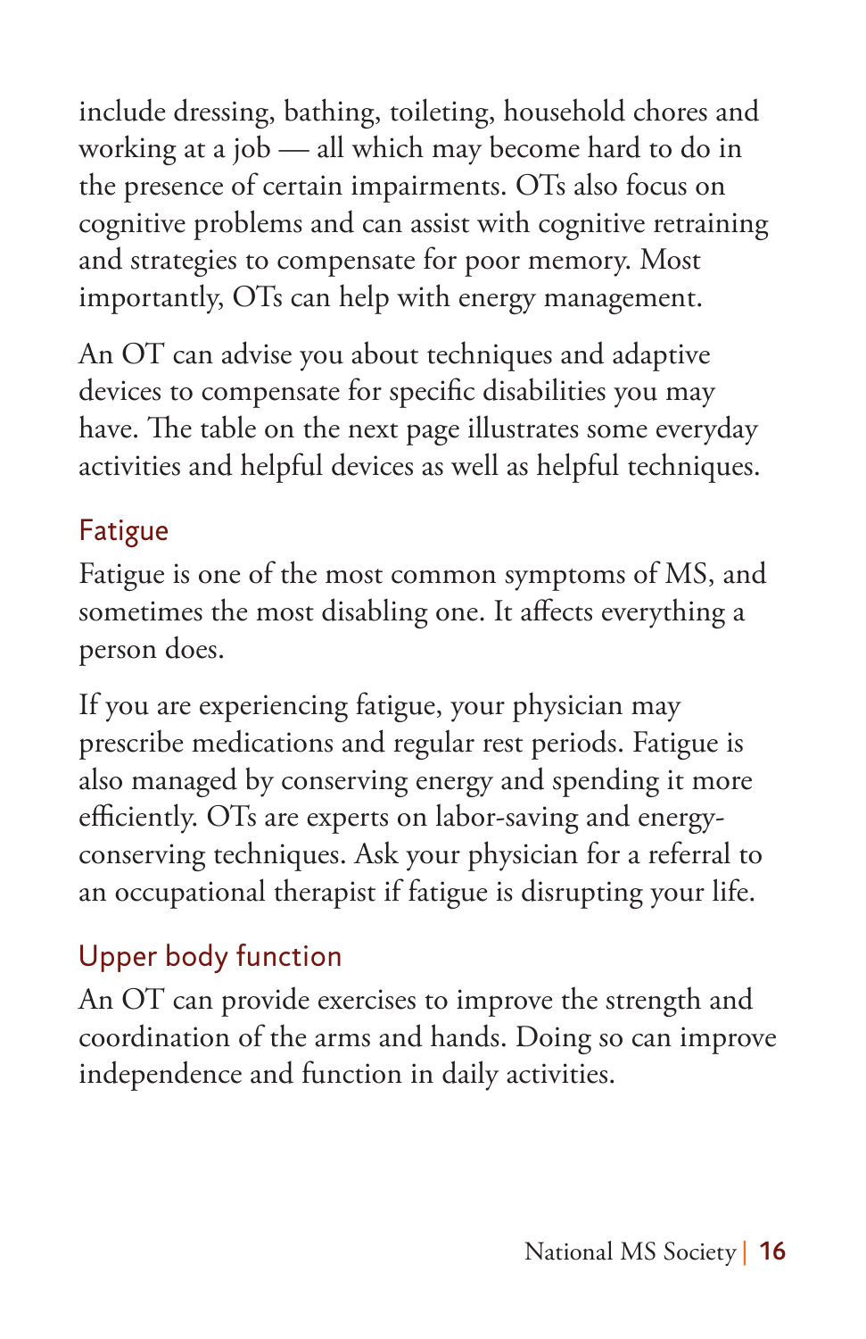include dressing, bathing, toileting, household chores and working at a job — all which may become hard to do in the presence of certain impairments. OTs also focus on cognitive problems and can assist with cognitive retraining and strategies to compensate for poor memory. Most importantly, OTs can help with energy management.

An OT can advise you about techniques and adaptive devices to compensate for specific disabilities you may have. The table on the next page illustrates some everyday activities and helpful devices as well as helpful techniques.

## Fatigue

Fatigue is one of the most common symptoms of MS, and sometimes the most disabling one. It affects everything a person does.

If you are experiencing fatigue, your physician may prescribe medications and regular rest periods. Fatigue is also managed by conserving energy and spending it more efficiently. OTs are experts on labor-saving and energy-conserving techniques. Ask your physician for a referral to an occupational therapist if fatigue is disrupting your life.

## Upper body function

An OT can provide exercises to improve the strength and coordination of the arms and hands. Doing so can improve independence and function in daily activities.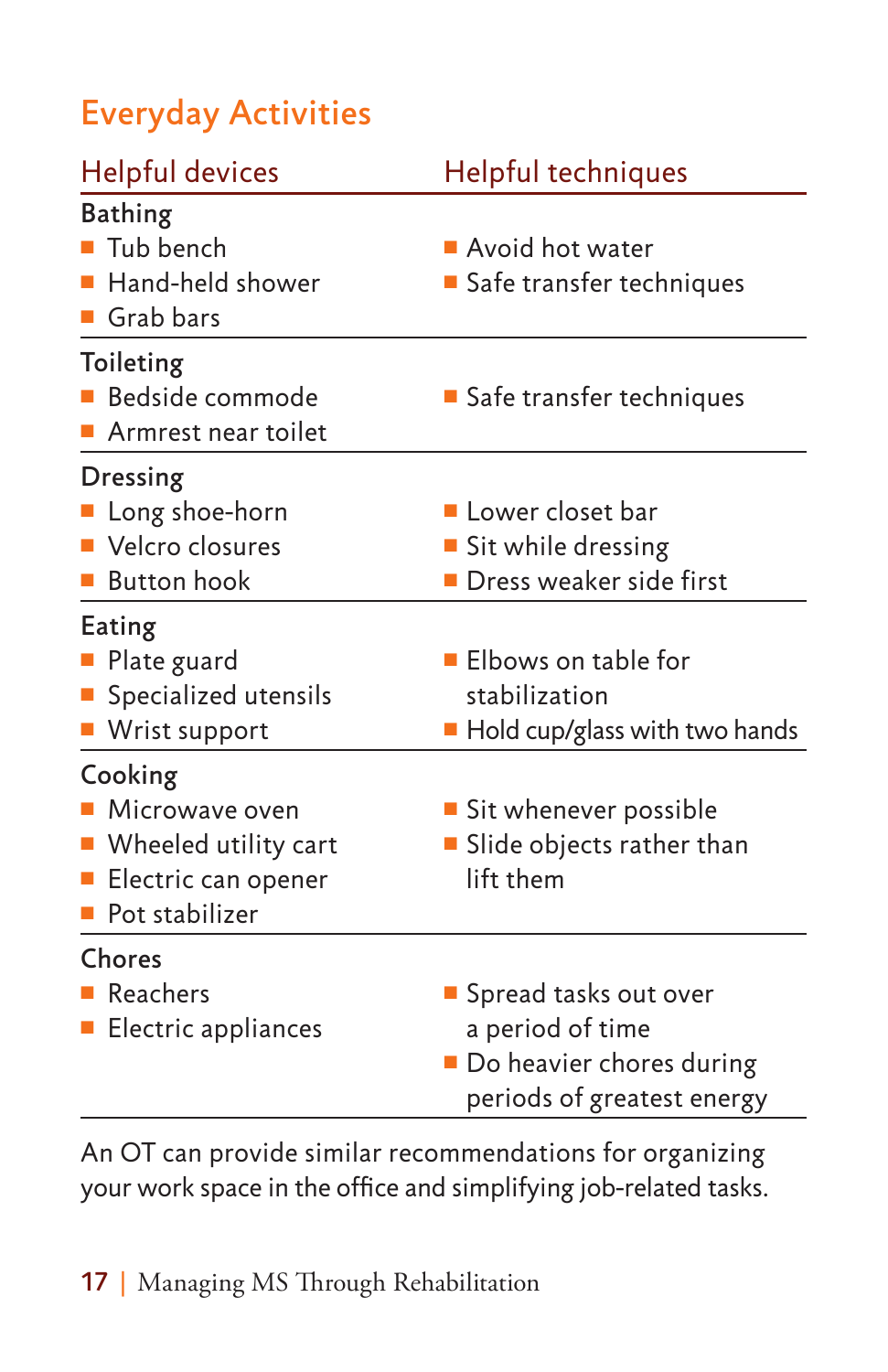## Everyday Activities

| Helpful devices | Helpful techniques |
|---|---|
| **Bathing** | |
| ■ Tub bench<br>■ Hand-held shower<br>■ Grab bars | ■ Avoid hot water<br>■ Safe transfer techniques |
| **Toileting** | |
| ■ Bedside commode<br>■ Armrest near toilet | ■ Safe transfer techniques |
| **Dressing** | |
| ■ Long shoe-horn<br>■ Velcro closures<br>■ Button hook | ■ Lower closet bar<br>■ Sit while dressing<br>■ Dress weaker side first |
| **Eating** | |
| ■ Plate guard<br>■ Specialized utensils<br>■ Wrist support | ■ Elbows on table for stabilization<br>■ Hold cup/glass with two hands |
| **Cooking** | |
| ■ Microwave oven<br>■ Wheeled utility cart<br>■ Electric can opener<br>■ Pot stabilizer | ■ Sit whenever possible<br>■ Slide objects rather than lift them |
| **Chores** | |
| ■ Reachers<br>■ Electric appliances | ■ Spread tasks out over a period of time<br>■ Do heavier chores during periods of greatest energy |

An OT can provide similar recommendations for organizing your work space in the office and simplifying job-related tasks.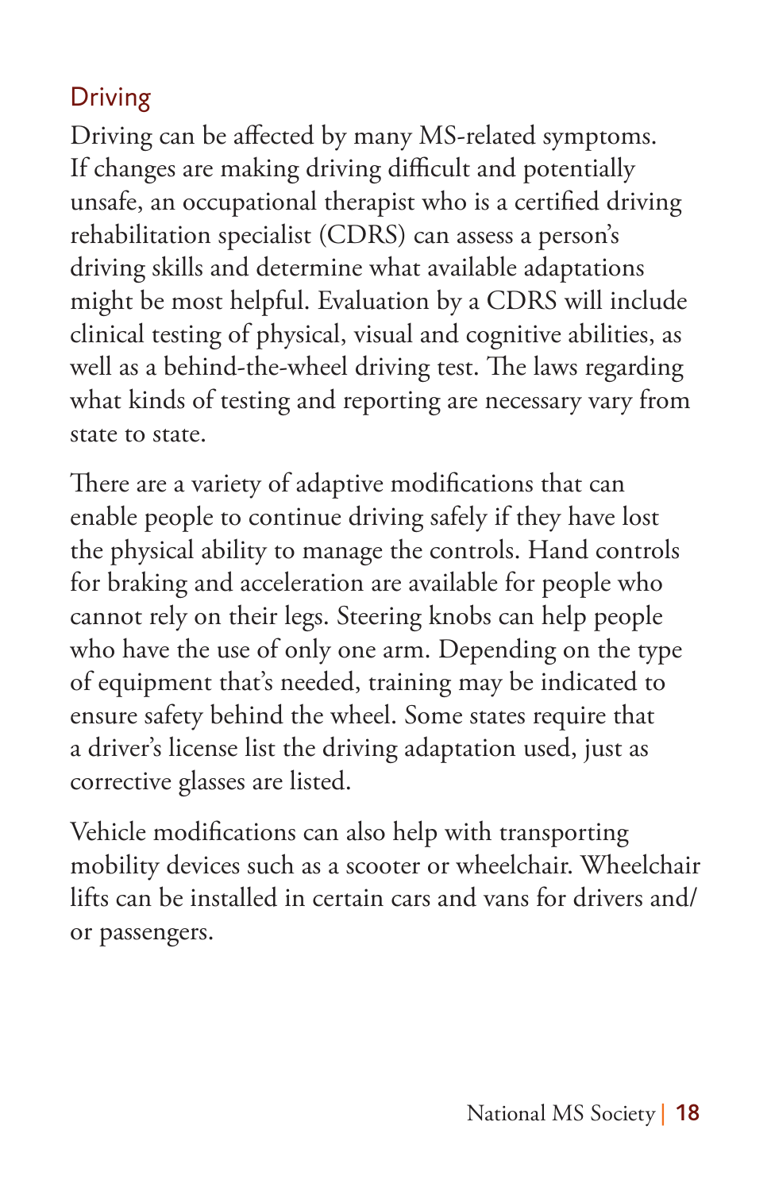## Driving

Driving can be affected by many MS-related symptoms. If changes are making driving difficult and potentially unsafe, an occupational therapist who is a certified driving rehabilitation specialist (CDRS) can assess a person's driving skills and determine what available adaptations might be most helpful. Evaluation by a CDRS will include clinical testing of physical, visual and cognitive abilities, as well as a behind-the-wheel driving test. The laws regarding what kinds of testing and reporting are necessary vary from state to state.

There are a variety of adaptive modifications that can enable people to continue driving safely if they have lost the physical ability to manage the controls. Hand controls for braking and acceleration are available for people who cannot rely on their legs. Steering knobs can help people who have the use of only one arm. Depending on the type of equipment that's needed, training may be indicated to ensure safety behind the wheel. Some states require that a driver's license list the driving adaptation used, just as corrective glasses are listed.

Vehicle modifications can also help with transporting mobility devices such as a scooter or wheelchair. Wheelchair lifts can be installed in certain cars and vans for drivers and/or passengers.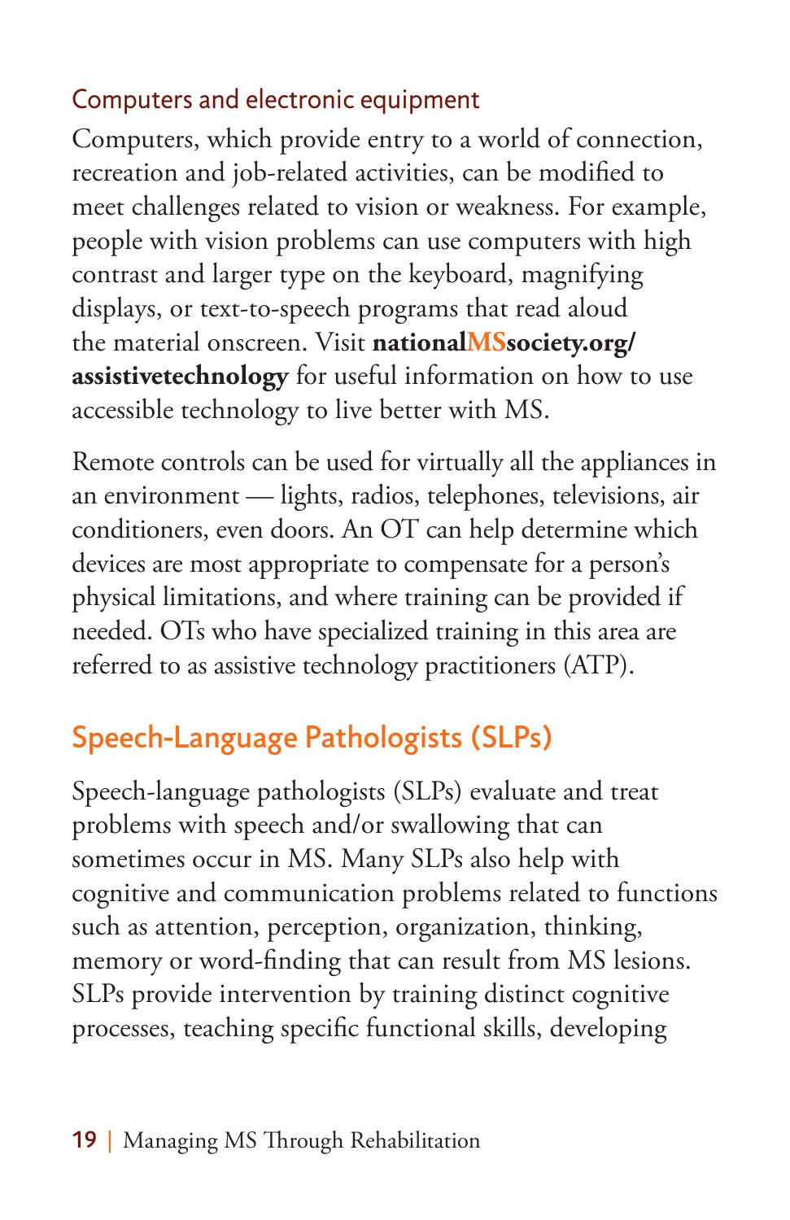### Computers and electronic equipment

Computers, which provide entry to a world of connection, recreation and job-related activities, can be modified to meet challenges related to vision or weakness. For example, people with vision problems can use computers with high contrast and larger type on the keyboard, magnifying displays, or text-to-speech programs that read aloud the material onscreen. Visit **nationalMSsociety.org/assistivetechnology** for useful information on how to use accessible technology to live better with MS.

Remote controls can be used for virtually all the appliances in an environment — lights, radios, telephones, televisions, air conditioners, even doors. An OT can help determine which devices are most appropriate to compensate for a person's physical limitations, and where training can be provided if needed. OTs who have specialized training in this area are referred to as assistive technology practitioners (ATP).

## Speech-Language Pathologists (SLPs)

Speech-language pathologists (SLPs) evaluate and treat problems with speech and/or swallowing that can sometimes occur in MS. Many SLPs also help with cognitive and communication problems related to functions such as attention, perception, organization, thinking, memory or word-finding that can result from MS lesions. SLPs provide intervention by training distinct cognitive processes, teaching specific functional skills, developing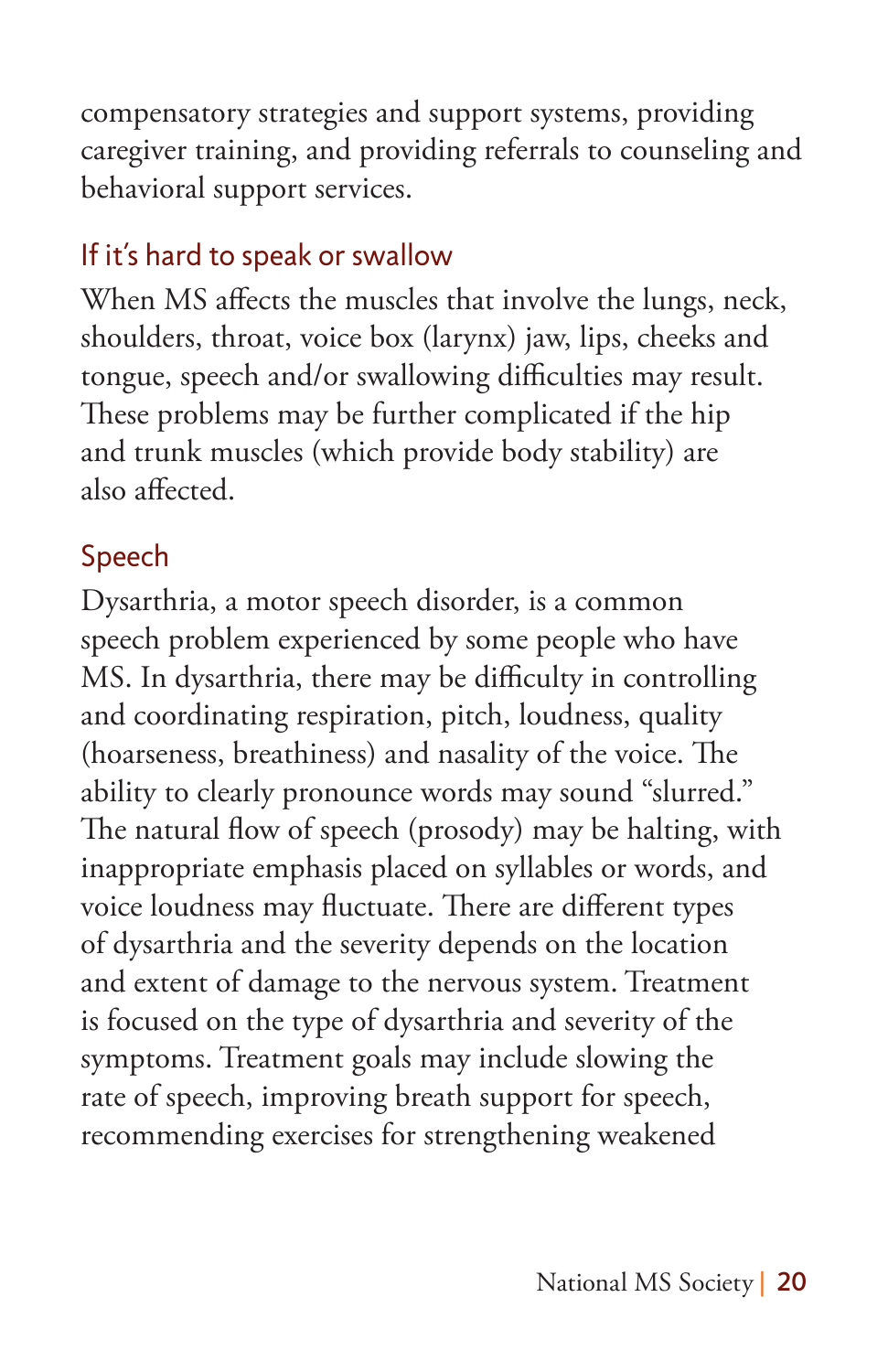compensatory strategies and support systems, providing caregiver training, and providing referrals to counseling and behavioral support services.

## If it's hard to speak or swallow

When MS affects the muscles that involve the lungs, neck, shoulders, throat, voice box (larynx) jaw, lips, cheeks and tongue, speech and/or swallowing difficulties may result. These problems may be further complicated if the hip and trunk muscles (which provide body stability) are also affected.

## Speech

Dysarthria, a motor speech disorder, is a common speech problem experienced by some people who have MS. In dysarthria, there may be difficulty in controlling and coordinating respiration, pitch, loudness, quality (hoarseness, breathiness) and nasality of the voice. The ability to clearly pronounce words may sound "slurred." The natural flow of speech (prosody) may be halting, with inappropriate emphasis placed on syllables or words, and voice loudness may fluctuate. There are different types of dysarthria and the severity depends on the location and extent of damage to the nervous system. Treatment is focused on the type of dysarthria and severity of the symptoms. Treatment goals may include slowing the rate of speech, improving breath support for speech, recommending exercises for strengthening weakened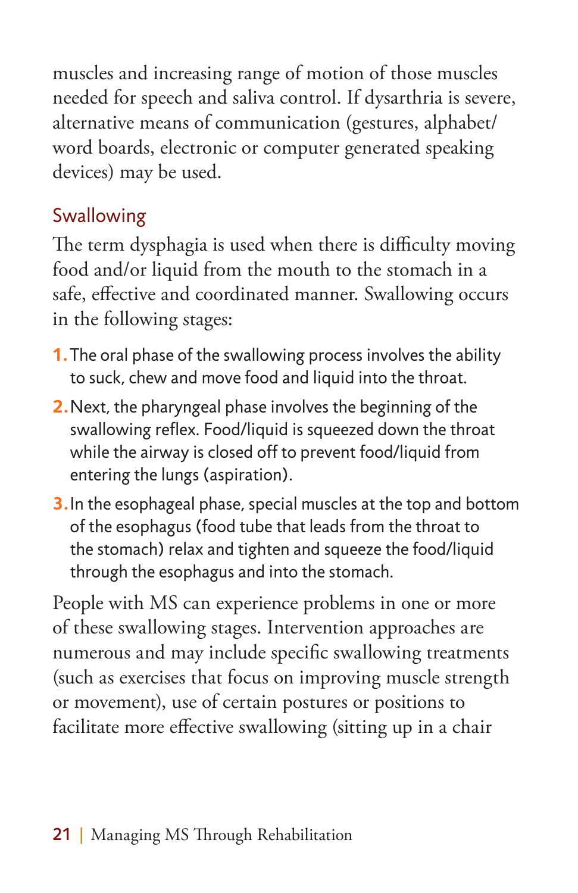muscles and increasing range of motion of those muscles needed for speech and saliva control. If dysarthria is severe, alternative means of communication (gestures, alphabet/word boards, electronic or computer generated speaking devices) may be used.

## Swallowing

The term dysphagia is used when there is difficulty moving food and/or liquid from the mouth to the stomach in a safe, effective and coordinated manner. Swallowing occurs in the following stages:

1. The oral phase of the swallowing process involves the ability to suck, chew and move food and liquid into the throat.
2. Next, the pharyngeal phase involves the beginning of the swallowing reflex. Food/liquid is squeezed down the throat while the airway is closed off to prevent food/liquid from entering the lungs (aspiration).
3. In the esophageal phase, special muscles at the top and bottom of the esophagus (food tube that leads from the throat to the stomach) relax and tighten and squeeze the food/liquid through the esophagus and into the stomach.

People with MS can experience problems in one or more of these swallowing stages. Intervention approaches are numerous and may include specific swallowing treatments (such as exercises that focus on improving muscle strength or movement), use of certain postures or positions to facilitate more effective swallowing (sitting up in a chair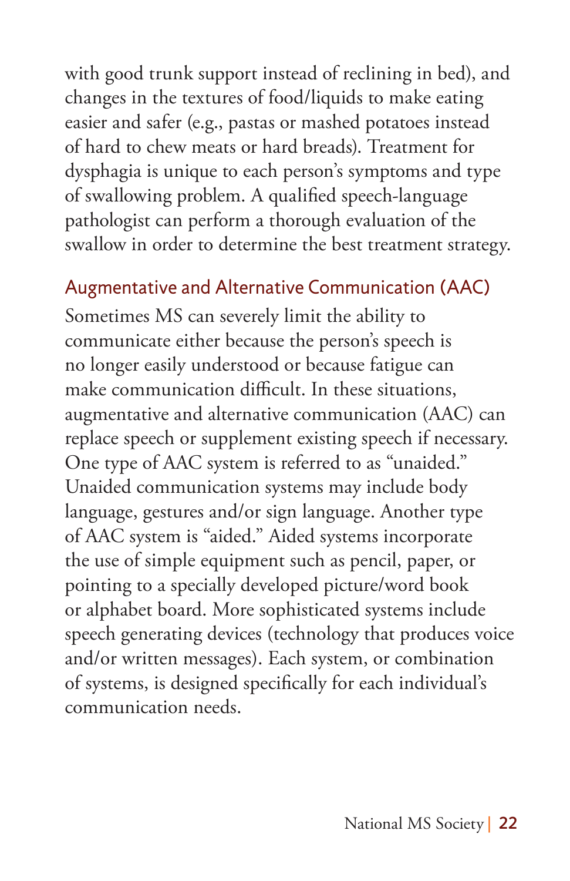with good trunk support instead of reclining in bed), and changes in the textures of food/liquids to make eating easier and safer (e.g., pastas or mashed potatoes instead of hard to chew meats or hard breads). Treatment for dysphagia is unique to each person's symptoms and type of swallowing problem. A qualified speech-language pathologist can perform a thorough evaluation of the swallow in order to determine the best treatment strategy.

### Augmentative and Alternative Communication (AAC)

Sometimes MS can severely limit the ability to communicate either because the person's speech is no longer easily understood or because fatigue can make communication difficult. In these situations, augmentative and alternative communication (AAC) can replace speech or supplement existing speech if necessary. One type of AAC system is referred to as "unaided." Unaided communication systems may include body language, gestures and/or sign language. Another type of AAC system is "aided." Aided systems incorporate the use of simple equipment such as pencil, paper, or pointing to a specially developed picture/word book or alphabet board. More sophisticated systems include speech generating devices (technology that produces voice and/or written messages). Each system, or combination of systems, is designed specifically for each individual's communication needs.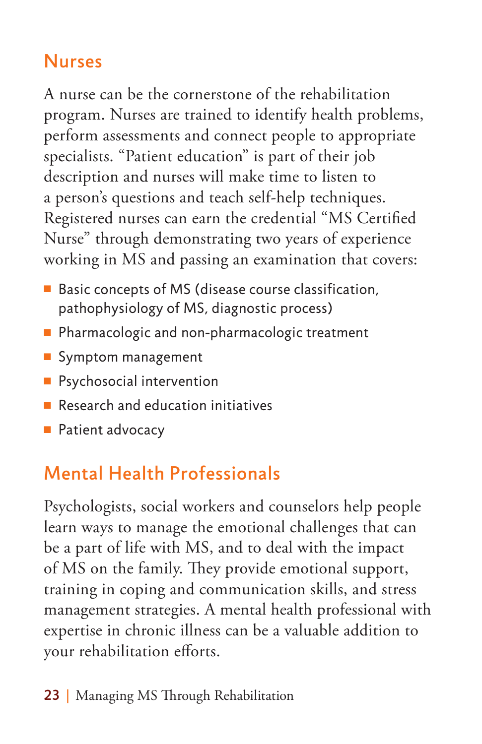## Nurses

A nurse can be the cornerstone of the rehabilitation program. Nurses are trained to identify health problems, perform assessments and connect people to appropriate specialists. "Patient education" is part of their job description and nurses will make time to listen to a person's questions and teach self-help techniques. Registered nurses can earn the credential "MS Certified Nurse" through demonstrating two years of experience working in MS and passing an examination that covers:

- Basic concepts of MS (disease course classification, pathophysiology of MS, diagnostic process)
- Pharmacologic and non-pharmacologic treatment
- Symptom management
- Psychosocial intervention
- Research and education initiatives
- Patient advocacy

## Mental Health Professionals

Psychologists, social workers and counselors help people learn ways to manage the emotional challenges that can be a part of life with MS, and to deal with the impact of MS on the family. They provide emotional support, training in coping and communication skills, and stress management strategies. A mental health professional with expertise in chronic illness can be a valuable addition to your rehabilitation efforts.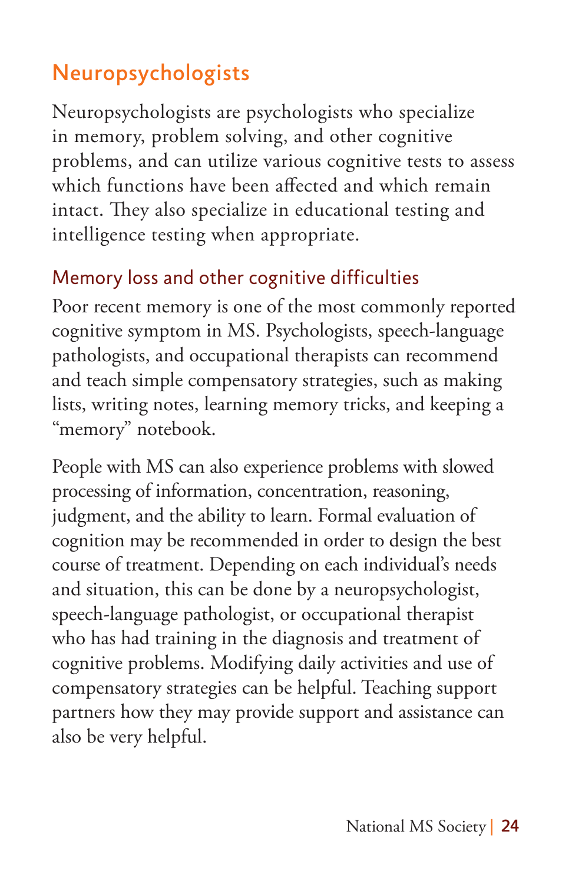## Neuropsychologists

Neuropsychologists are psychologists who specialize in memory, problem solving, and other cognitive problems, and can utilize various cognitive tests to assess which functions have been affected and which remain intact. They also specialize in educational testing and intelligence testing when appropriate.

### Memory loss and other cognitive difficulties

Poor recent memory is one of the most commonly reported cognitive symptom in MS. Psychologists, speech-language pathologists, and occupational therapists can recommend and teach simple compensatory strategies, such as making lists, writing notes, learning memory tricks, and keeping a "memory" notebook.

People with MS can also experience problems with slowed processing of information, concentration, reasoning, judgment, and the ability to learn. Formal evaluation of cognition may be recommended in order to design the best course of treatment. Depending on each individual's needs and situation, this can be done by a neuropsychologist, speech-language pathologist, or occupational therapist who has had training in the diagnosis and treatment of cognitive problems. Modifying daily activities and use of compensatory strategies can be helpful. Teaching support partners how they may provide support and assistance can also be very helpful.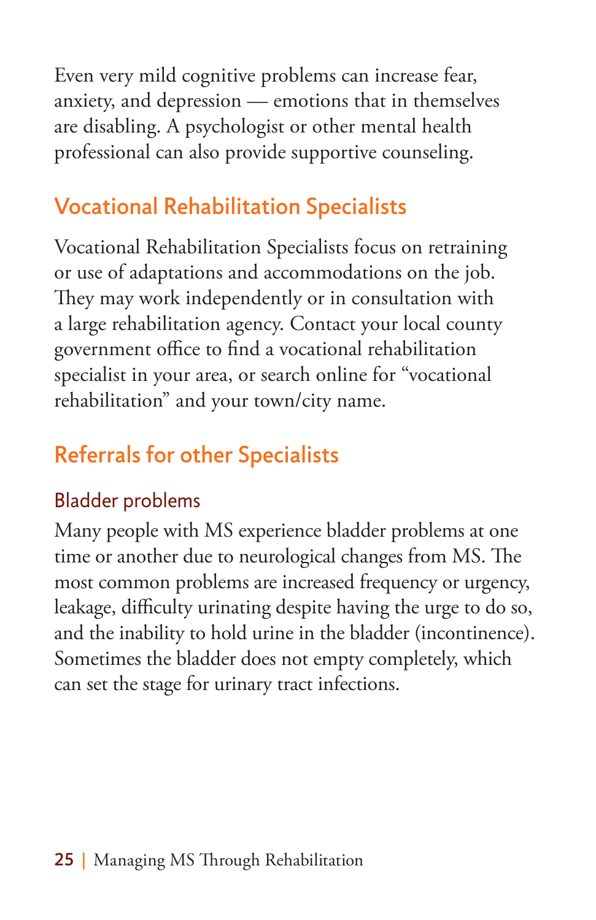Even very mild cognitive problems can increase fear, anxiety, and depression — emotions that in themselves are disabling. A psychologist or other mental health professional can also provide supportive counseling.

## Vocational Rehabilitation Specialists

Vocational Rehabilitation Specialists focus on retraining or use of adaptations and accommodations on the job. They may work independently or in consultation with a large rehabilitation agency. Contact your local county government office to find a vocational rehabilitation specialist in your area, or search online for "vocational rehabilitation" and your town/city name.

## Referrals for other Specialists

### Bladder problems

Many people with MS experience bladder problems at one time or another due to neurological changes from MS. The most common problems are increased frequency or urgency, leakage, difficulty urinating despite having the urge to do so, and the inability to hold urine in the bladder (incontinence). Sometimes the bladder does not empty completely, which can set the stage for urinary tract infections.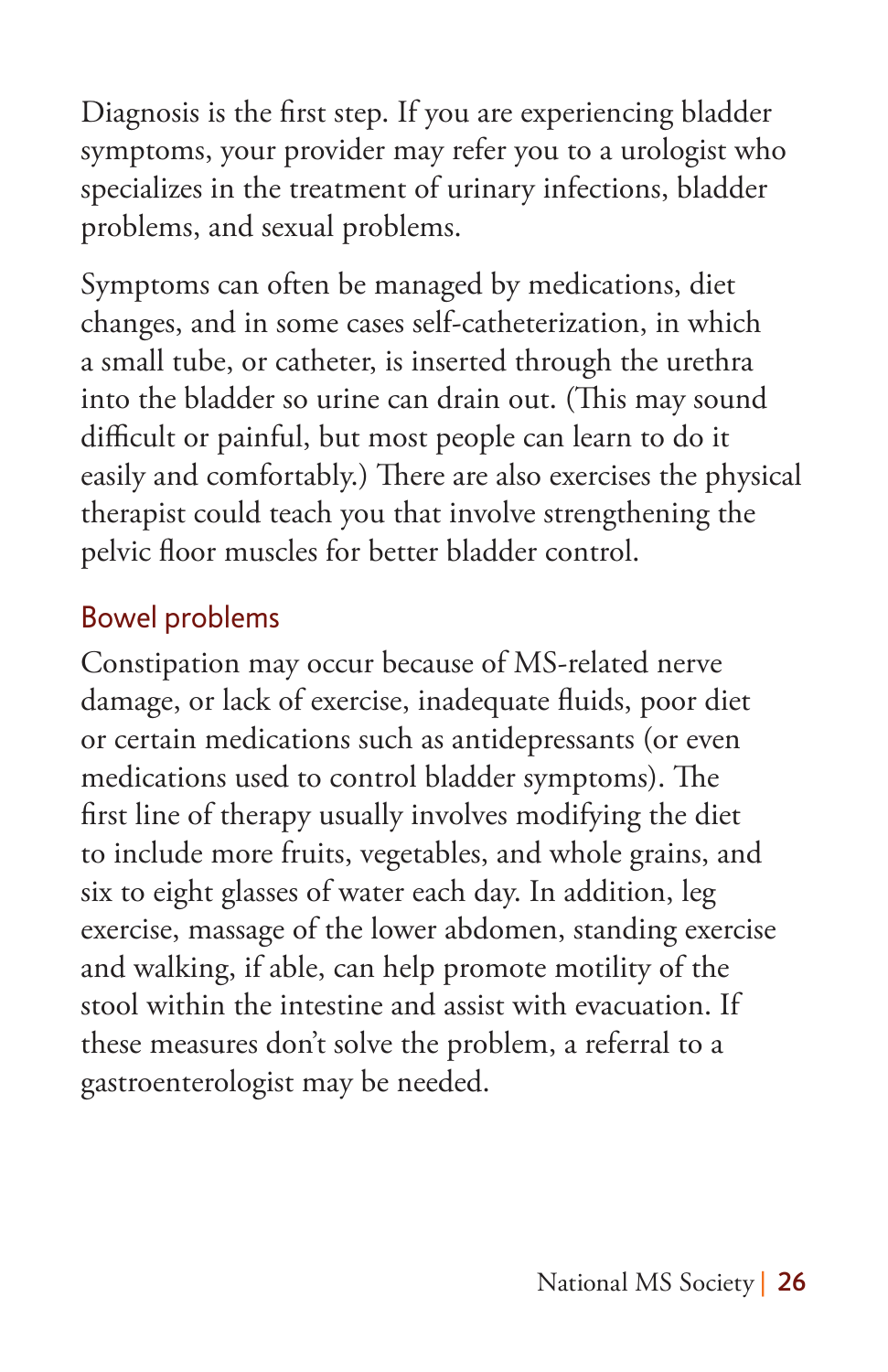Diagnosis is the first step. If you are experiencing bladder symptoms, your provider may refer you to a urologist who specializes in the treatment of urinary infections, bladder problems, and sexual problems.

Symptoms can often be managed by medications, diet changes, and in some cases self-catheterization, in which a small tube, or catheter, is inserted through the urethra into the bladder so urine can drain out. (This may sound difficult or painful, but most people can learn to do it easily and comfortably.) There are also exercises the physical therapist could teach you that involve strengthening the pelvic floor muscles for better bladder control.

### Bowel problems

Constipation may occur because of MS-related nerve damage, or lack of exercise, inadequate fluids, poor diet or certain medications such as antidepressants (or even medications used to control bladder symptoms). The first line of therapy usually involves modifying the diet to include more fruits, vegetables, and whole grains, and six to eight glasses of water each day. In addition, leg exercise, massage of the lower abdomen, standing exercise and walking, if able, can help promote motility of the stool within the intestine and assist with evacuation. If these measures don't solve the problem, a referral to a gastroenterologist may be needed.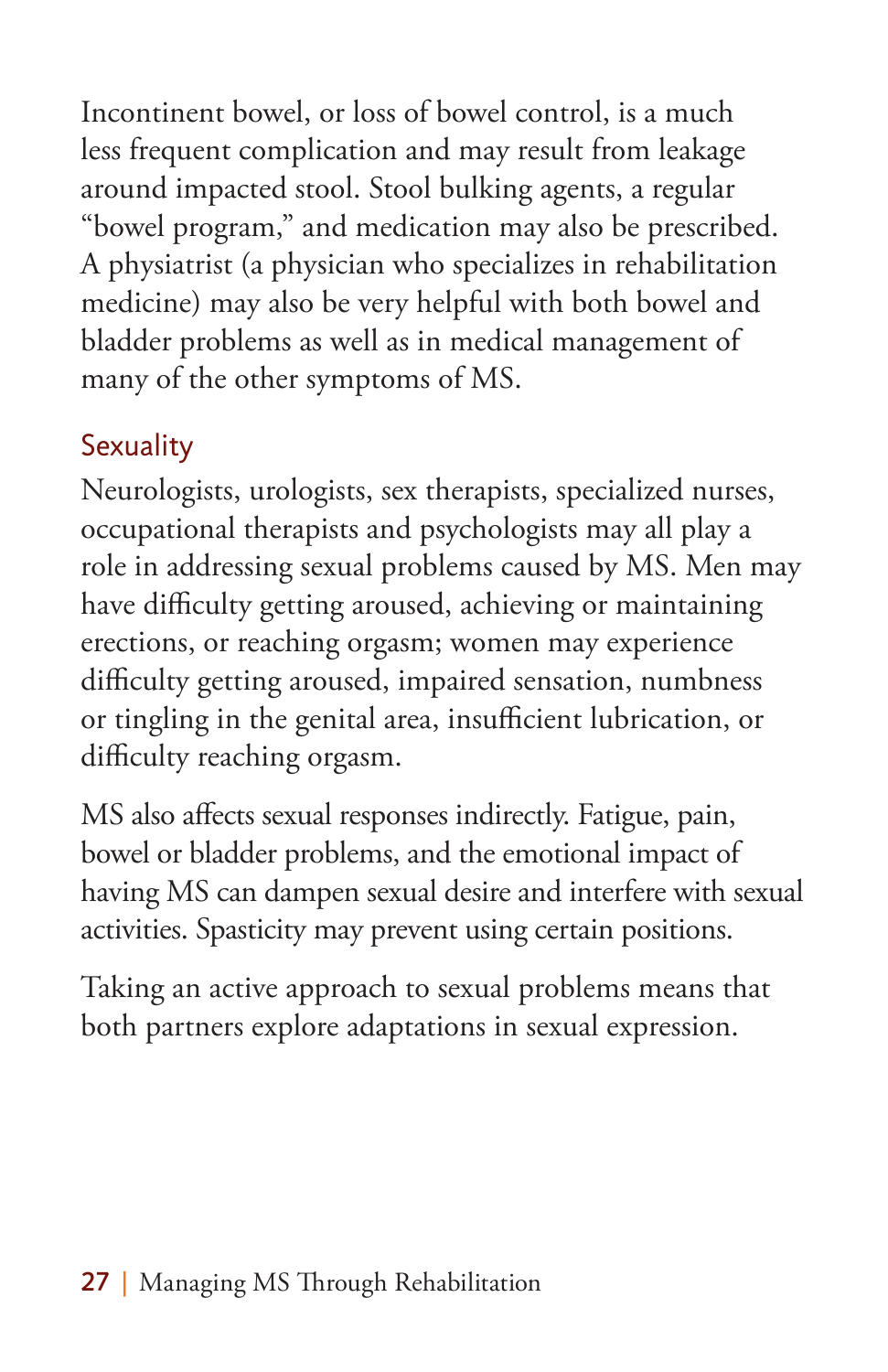Incontinent bowel, or loss of bowel control, is a much less frequent complication and may result from leakage around impacted stool. Stool bulking agents, a regular "bowel program," and medication may also be prescribed. A physiatrist (a physician who specializes in rehabilitation medicine) may also be very helpful with both bowel and bladder problems as well as in medical management of many of the other symptoms of MS.

## Sexuality

Neurologists, urologists, sex therapists, specialized nurses, occupational therapists and psychologists may all play a role in addressing sexual problems caused by MS. Men may have difficulty getting aroused, achieving or maintaining erections, or reaching orgasm; women may experience difficulty getting aroused, impaired sensation, numbness or tingling in the genital area, insufficient lubrication, or difficulty reaching orgasm.

MS also affects sexual responses indirectly. Fatigue, pain, bowel or bladder problems, and the emotional impact of having MS can dampen sexual desire and interfere with sexual activities. Spasticity may prevent using certain positions.

Taking an active approach to sexual problems means that both partners explore adaptations in sexual expression.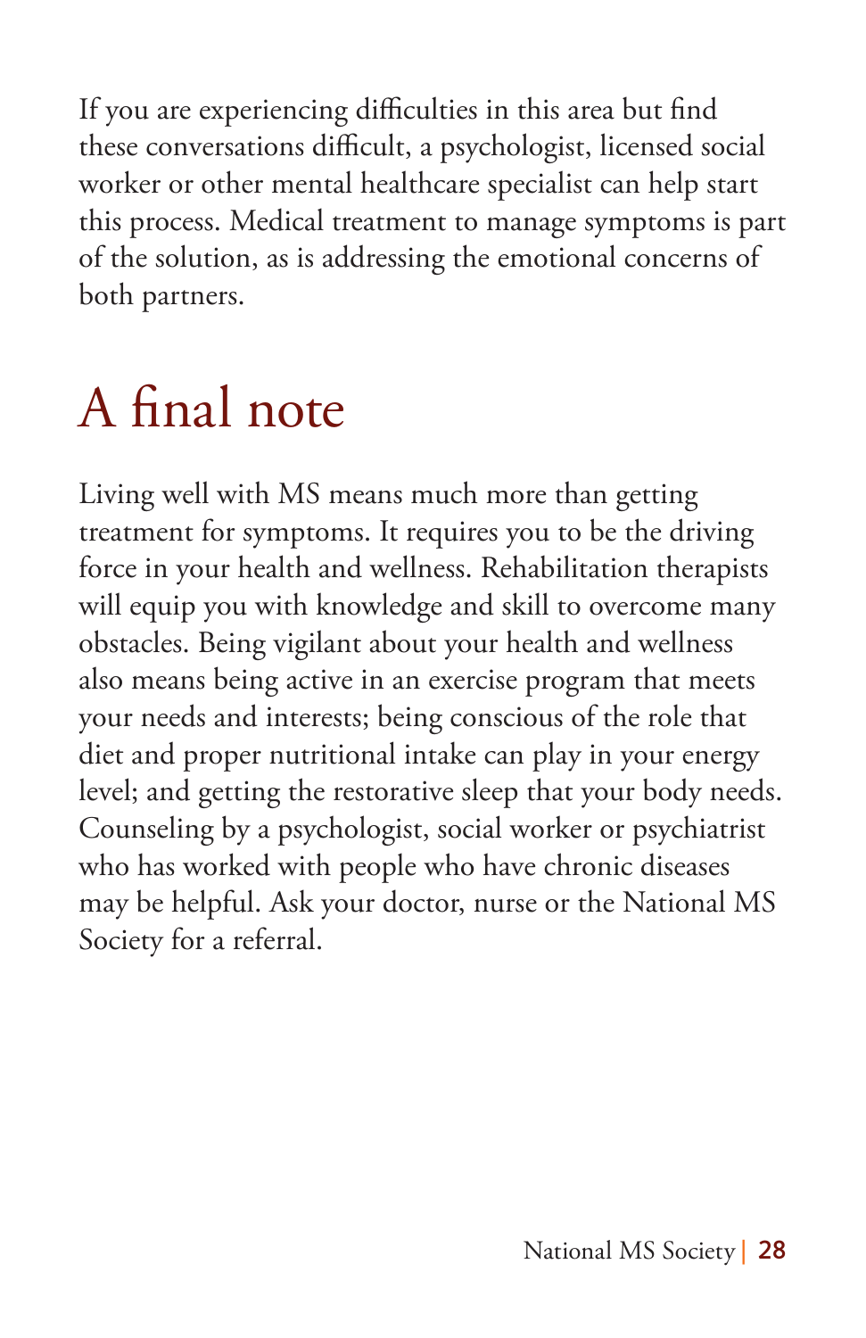If you are experiencing difficulties in this area but find these conversations difficult, a psychologist, licensed social worker or other mental healthcare specialist can help start this process. Medical treatment to manage symptoms is part of the solution, as is addressing the emotional concerns of both partners.

# A final note

Living well with MS means much more than getting treatment for symptoms. It requires you to be the driving force in your health and wellness. Rehabilitation therapists will equip you with knowledge and skill to overcome many obstacles. Being vigilant about your health and wellness also means being active in an exercise program that meets your needs and interests; being conscious of the role that diet and proper nutritional intake can play in your energy level; and getting the restorative sleep that your body needs. Counseling by a psychologist, social worker or psychiatrist who has worked with people who have chronic diseases may be helpful. Ask your doctor, nurse or the National MS Society for a referral.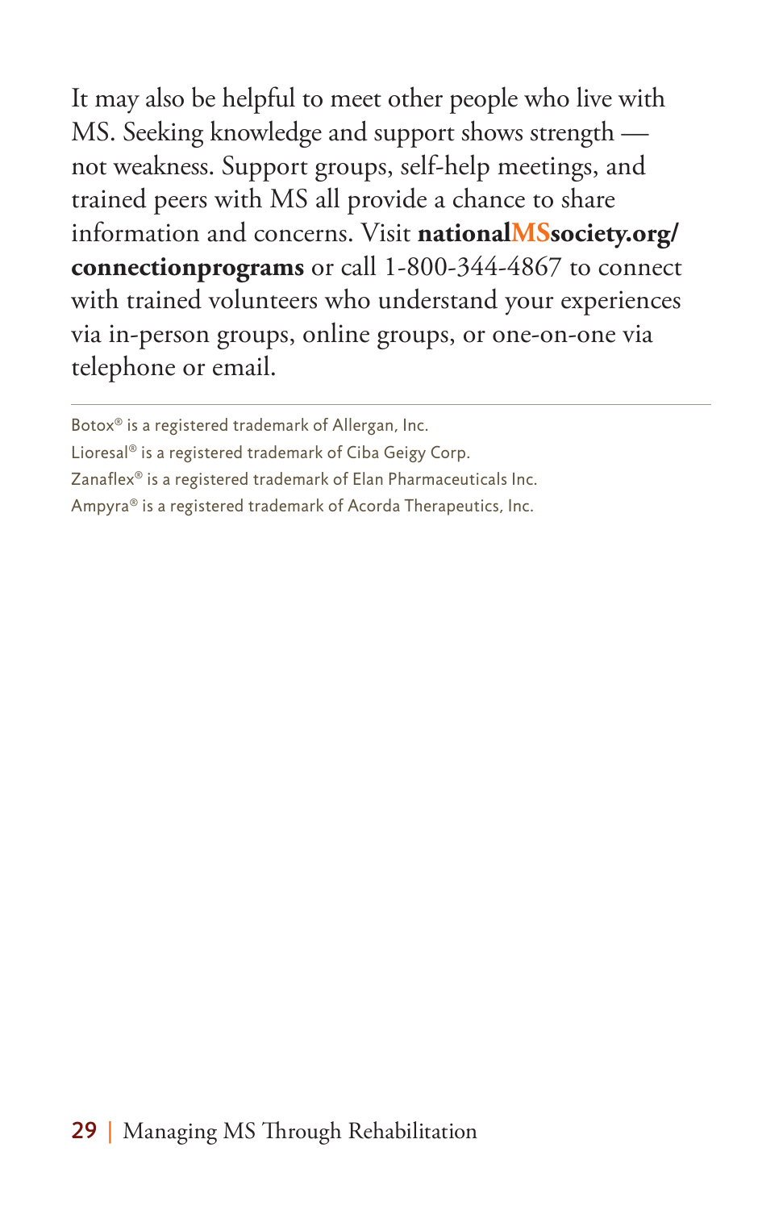It may also be helpful to meet other people who live with MS. Seeking knowledge and support shows strength — not weakness. Support groups, self-help meetings, and trained peers with MS all provide a chance to share information and concerns. Visit **nationalMSsociety.org/connectionprograms** or call 1-800-344-4867 to connect with trained volunteers who understand your experiences via in-person groups, online groups, or one-on-one via telephone or email.

---

Botox® is a registered trademark of Allergan, Inc.

Lioresal® is a registered trademark of Ciba Geigy Corp.

Zanaflex® is a registered trademark of Elan Pharmaceuticals Inc.

Ampyra® is a registered trademark of Acorda Therapeutics, Inc.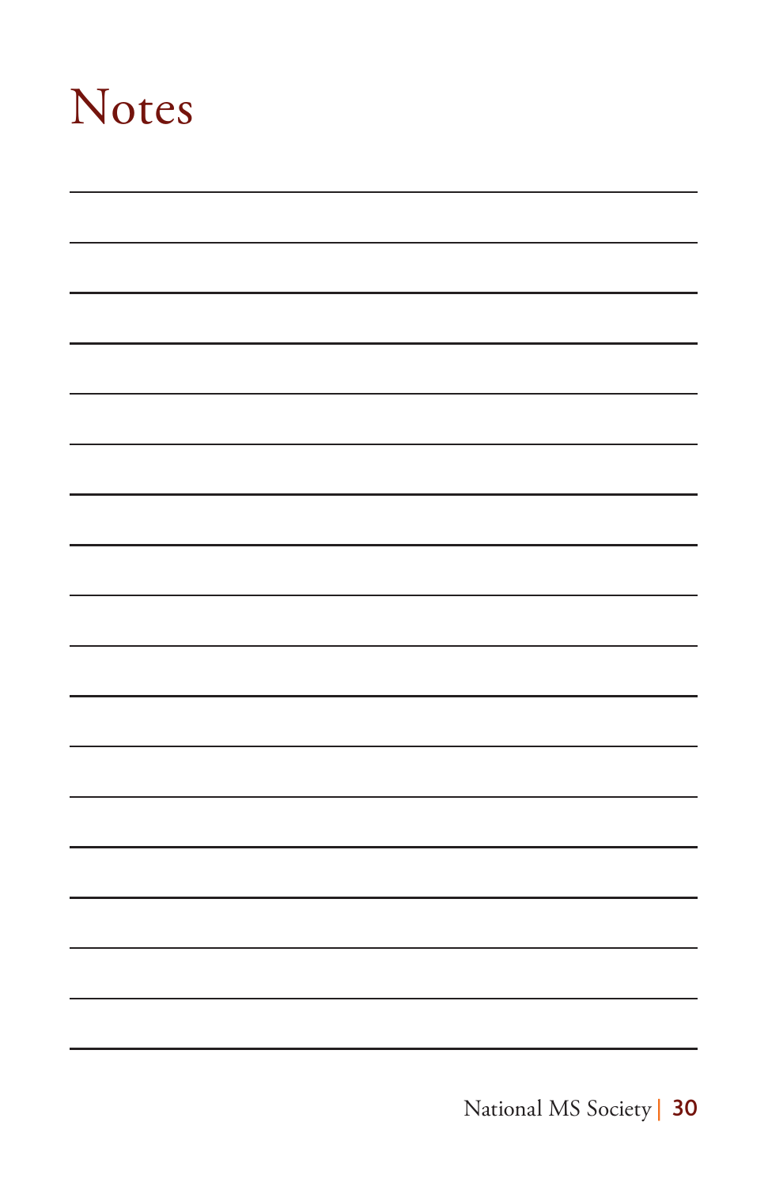# Notes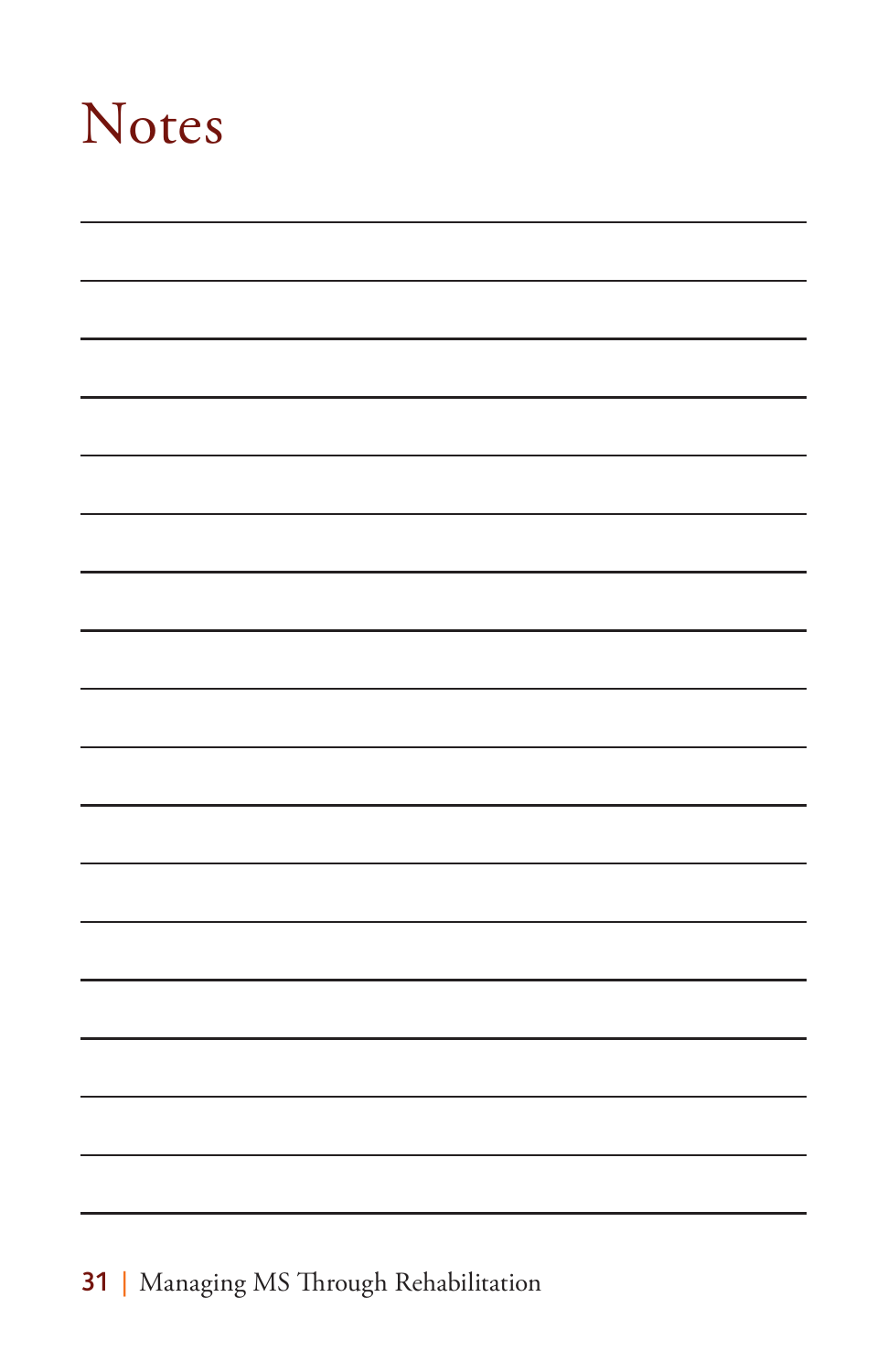# Notes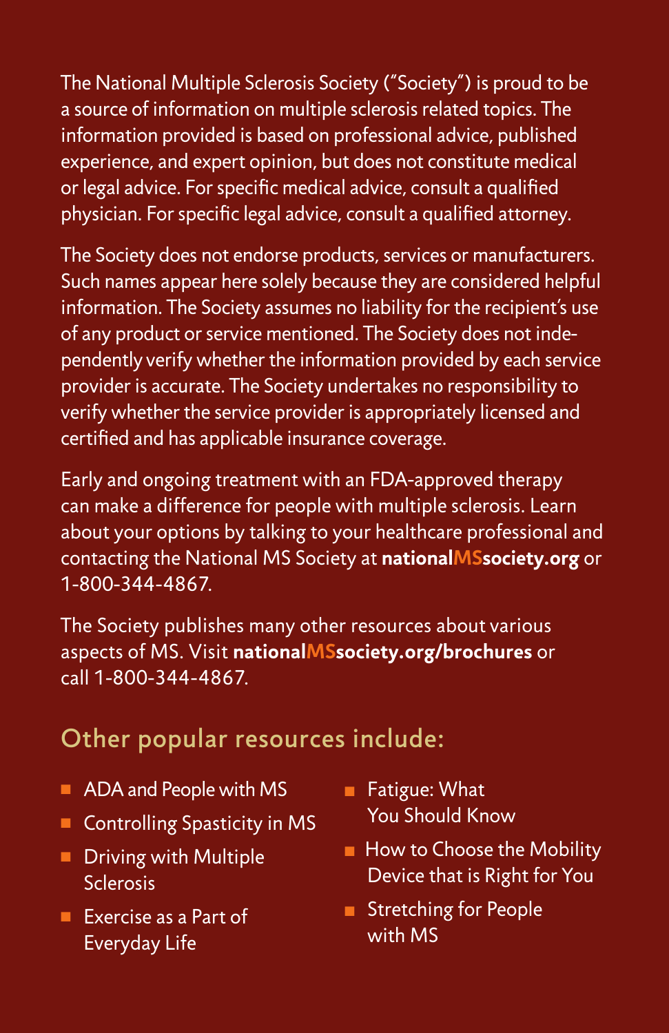The National Multiple Sclerosis Society ("Society") is proud to be a source of information on multiple sclerosis related topics. The information provided is based on professional advice, published experience, and expert opinion, but does not constitute medical or legal advice. For specific medical advice, consult a qualified physician. For specific legal advice, consult a qualified attorney.

The Society does not endorse products, services or manufacturers. Such names appear here solely because they are considered helpful information. The Society assumes no liability for the recipient's use of any product or service mentioned. The Society does not independently verify whether the information provided by each service provider is accurate. The Society undertakes no responsibility to verify whether the service provider is appropriately licensed and certified and has applicable insurance coverage.

Early and ongoing treatment with an FDA-approved therapy can make a difference for people with multiple sclerosis. Learn about your options by talking to your healthcare professional and contacting the National MS Society at **nationalMSsociety.org** or 1-800-344-4867.

The Society publishes many other resources about various aspects of MS. Visit **nationalMSsociety.org/brochures** or call 1-800-344-4867.

## Other popular resources include:

- ADA and People with MS
- Controlling Spasticity in MS
- Driving with Multiple Sclerosis
- Exercise as a Part of Everyday Life
- Fatigue: What You Should Know
- How to Choose the Mobility Device that is Right for You
- Stretching for People with MS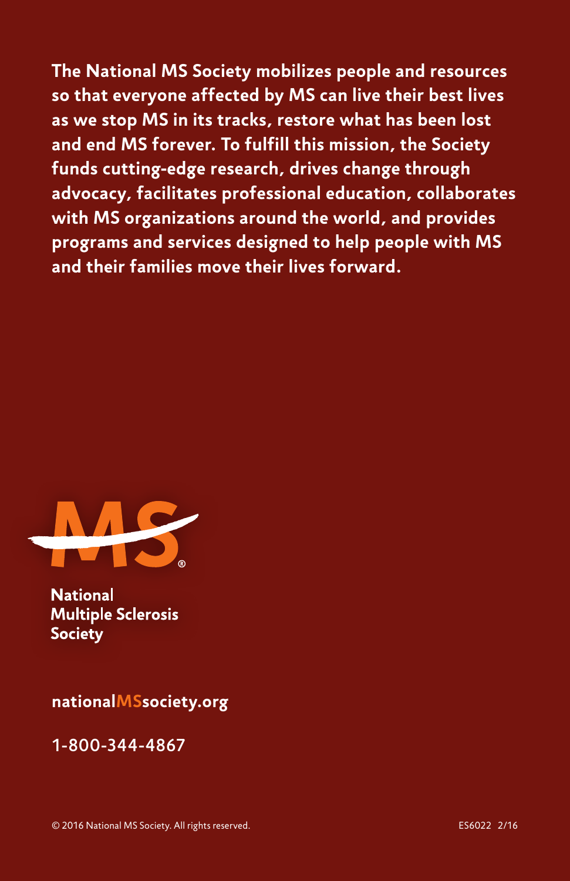**The National MS Society mobilizes people and resources so that everyone affected by MS can live their best lives as we stop MS in its tracks, restore what has been lost and end MS forever. To fulfill this mission, the Society funds cutting-edge research, drives change through advocacy, facilitates professional education, collaborates with MS organizations around the world, and provides programs and services designed to help people with MS and their families move their lives forward.**

National
Multiple Sclerosis
Society

**nationalMSsociety.org**

1-800-344-4867

© 2016 National MS Society. All rights reserved.

ES6022 2/16